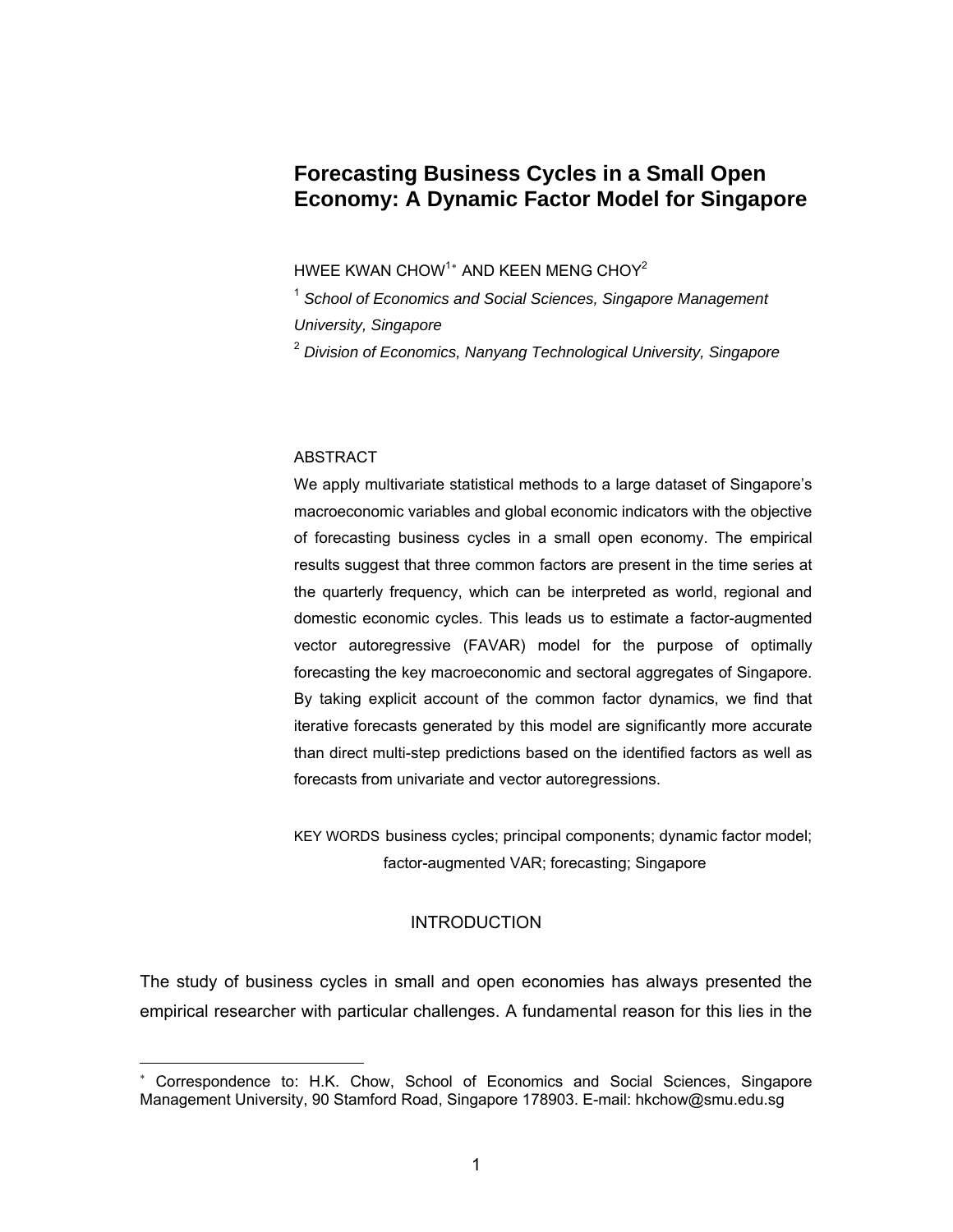# Forecasting Business Cycles in a Small Open Economy: A Dynamic Factor Model for Singapore

HWEE KWAN CHOW[1*] AND KEEN MENG CHOY[2]

[1] *School of Economics and Social Sciences, Singapore Management University, Singapore*

[2] *Division of Economics, Nanyang Technological University, Singapore*

## ABSTRACT

We apply multivariate statistical methods to a large dataset of Singapore's macroeconomic variables and global economic indicators with the objective of forecasting business cycles in a small open economy. The empirical results suggest that three common factors are present in the time series at the quarterly frequency, which can be interpreted as world, regional and domestic economic cycles. This leads us to estimate a factor-augmented vector autoregressive (FAVAR) model for the purpose of optimally forecasting the key macroeconomic and sectoral aggregates of Singapore. By taking explicit account of the common factor dynamics, we find that iterative forecasts generated by this model are significantly more accurate than direct multi-step predictions based on the identified factors as well as forecasts from univariate and vector autoregressions.

KEY WORDS business cycles; principal components; dynamic factor model; factor-augmented VAR; forecasting; Singapore

## INTRODUCTION

The study of business cycles in small and open economies has always presented the empirical researcher with particular challenges. A fundamental reason for this lies in the

[*] Correspondence to: H.K. Chow, School of Economics and Social Sciences, Singapore Management University, 90 Stamford Road, Singapore 178903. E-mail: hkchow@smu.edu.sg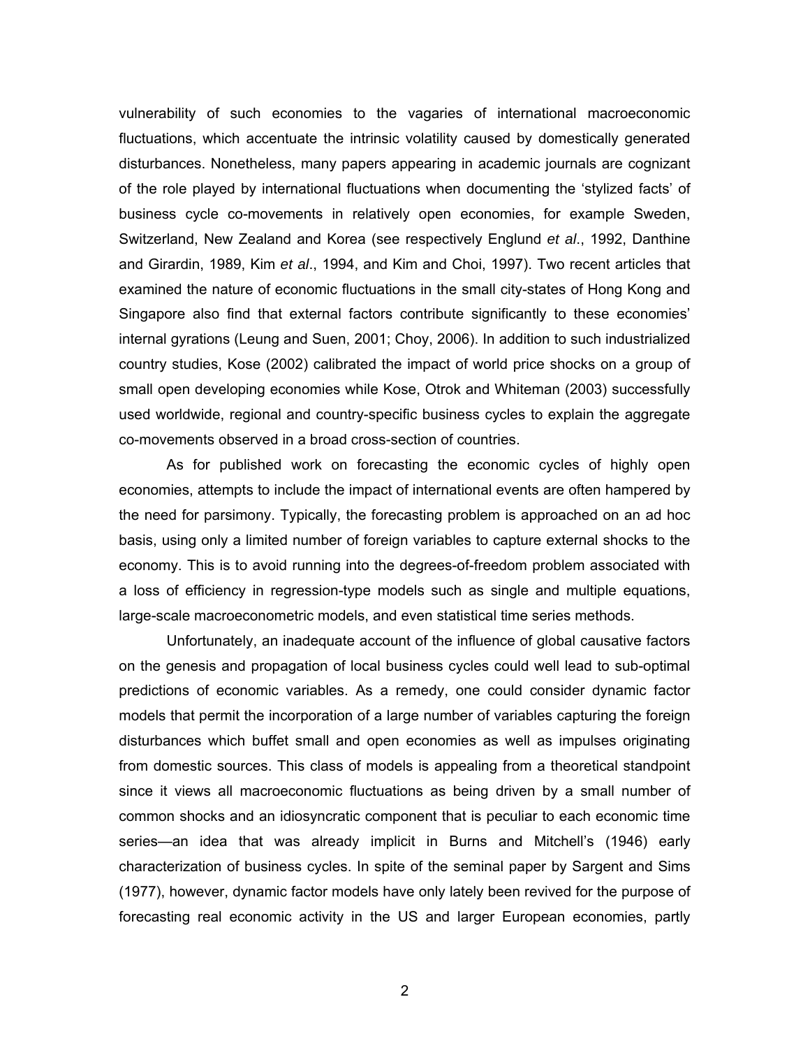vulnerability of such economies to the vagaries of international macroeconomic fluctuations, which accentuate the intrinsic volatility caused by domestically generated disturbances. Nonetheless, many papers appearing in academic journals are cognizant of the role played by international fluctuations when documenting the 'stylized facts' of business cycle co-movements in relatively open economies, for example Sweden, Switzerland, New Zealand and Korea (see respectively Englund *et al*., 1992, Danthine and Girardin, 1989, Kim *et al*., 1994, and Kim and Choi, 1997). Two recent articles that examined the nature of economic fluctuations in the small city-states of Hong Kong and Singapore also find that external factors contribute significantly to these economies' internal gyrations (Leung and Suen, 2001; Choy, 2006). In addition to such industrialized country studies, Kose (2002) calibrated the impact of world price shocks on a group of small open developing economies while Kose, Otrok and Whiteman (2003) successfully used worldwide, regional and country-specific business cycles to explain the aggregate co-movements observed in a broad cross-section of countries.

As for published work on forecasting the economic cycles of highly open economies, attempts to include the impact of international events are often hampered by the need for parsimony. Typically, the forecasting problem is approached on an ad hoc basis, using only a limited number of foreign variables to capture external shocks to the economy. This is to avoid running into the degrees-of-freedom problem associated with a loss of efficiency in regression-type models such as single and multiple equations, large-scale macroeconometric models, and even statistical time series methods.

Unfortunately, an inadequate account of the influence of global causative factors on the genesis and propagation of local business cycles could well lead to sub-optimal predictions of economic variables. As a remedy, one could consider dynamic factor models that permit the incorporation of a large number of variables capturing the foreign disturbances which buffet small and open economies as well as impulses originating from domestic sources. This class of models is appealing from a theoretical standpoint since it views all macroeconomic fluctuations as being driven by a small number of common shocks and an idiosyncratic component that is peculiar to each economic time series—an idea that was already implicit in Burns and Mitchell's (1946) early characterization of business cycles. In spite of the seminal paper by Sargent and Sims (1977), however, dynamic factor models have only lately been revived for the purpose of forecasting real economic activity in the US and larger European economies, partly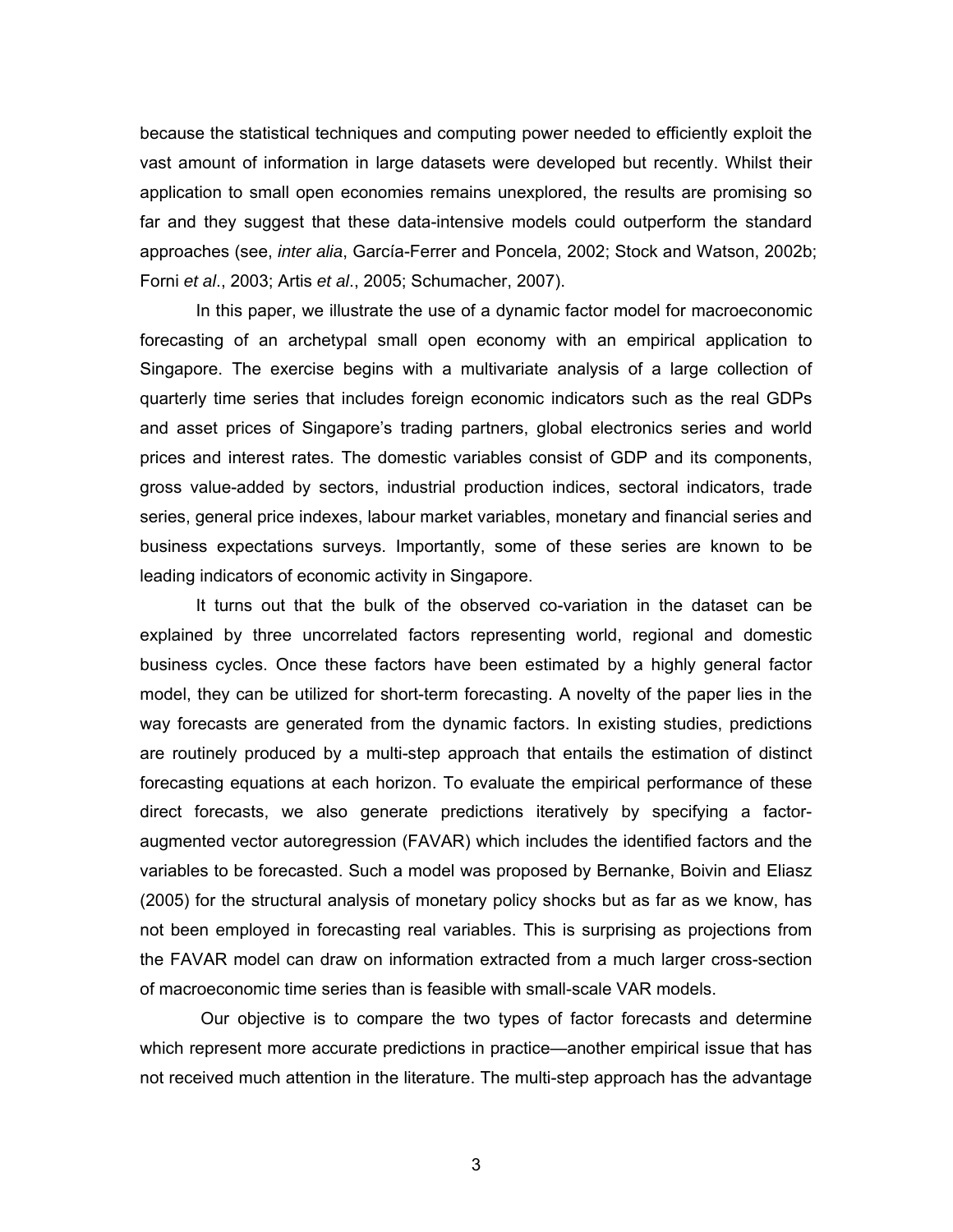because the statistical techniques and computing power needed to efficiently exploit the vast amount of information in large datasets were developed but recently. Whilst their application to small open economies remains unexplored, the results are promising so far and they suggest that these data-intensive models could outperform the standard approaches (see, *inter alia*, García-Ferrer and Poncela, 2002; Stock and Watson, 2002b; Forni *et al*., 2003; Artis *et al*., 2005; Schumacher, 2007).

In this paper, we illustrate the use of a dynamic factor model for macroeconomic forecasting of an archetypal small open economy with an empirical application to Singapore. The exercise begins with a multivariate analysis of a large collection of quarterly time series that includes foreign economic indicators such as the real GDPs and asset prices of Singapore's trading partners, global electronics series and world prices and interest rates. The domestic variables consist of GDP and its components, gross value-added by sectors, industrial production indices, sectoral indicators, trade series, general price indexes, labour market variables, monetary and financial series and business expectations surveys. Importantly, some of these series are known to be leading indicators of economic activity in Singapore.

It turns out that the bulk of the observed co-variation in the dataset can be explained by three uncorrelated factors representing world, regional and domestic business cycles. Once these factors have been estimated by a highly general factor model, they can be utilized for short-term forecasting. A novelty of the paper lies in the way forecasts are generated from the dynamic factors. In existing studies, predictions are routinely produced by a multi-step approach that entails the estimation of distinct forecasting equations at each horizon. To evaluate the empirical performance of these direct forecasts, we also generate predictions iteratively by specifying a factor-augmented vector autoregression (FAVAR) which includes the identified factors and the variables to be forecasted. Such a model was proposed by Bernanke, Boivin and Eliasz (2005) for the structural analysis of monetary policy shocks but as far as we know, has not been employed in forecasting real variables. This is surprising as projections from the FAVAR model can draw on information extracted from a much larger cross-section of macroeconomic time series than is feasible with small-scale VAR models.

Our objective is to compare the two types of factor forecasts and determine which represent more accurate predictions in practice—another empirical issue that has not received much attention in the literature. The multi-step approach has the advantage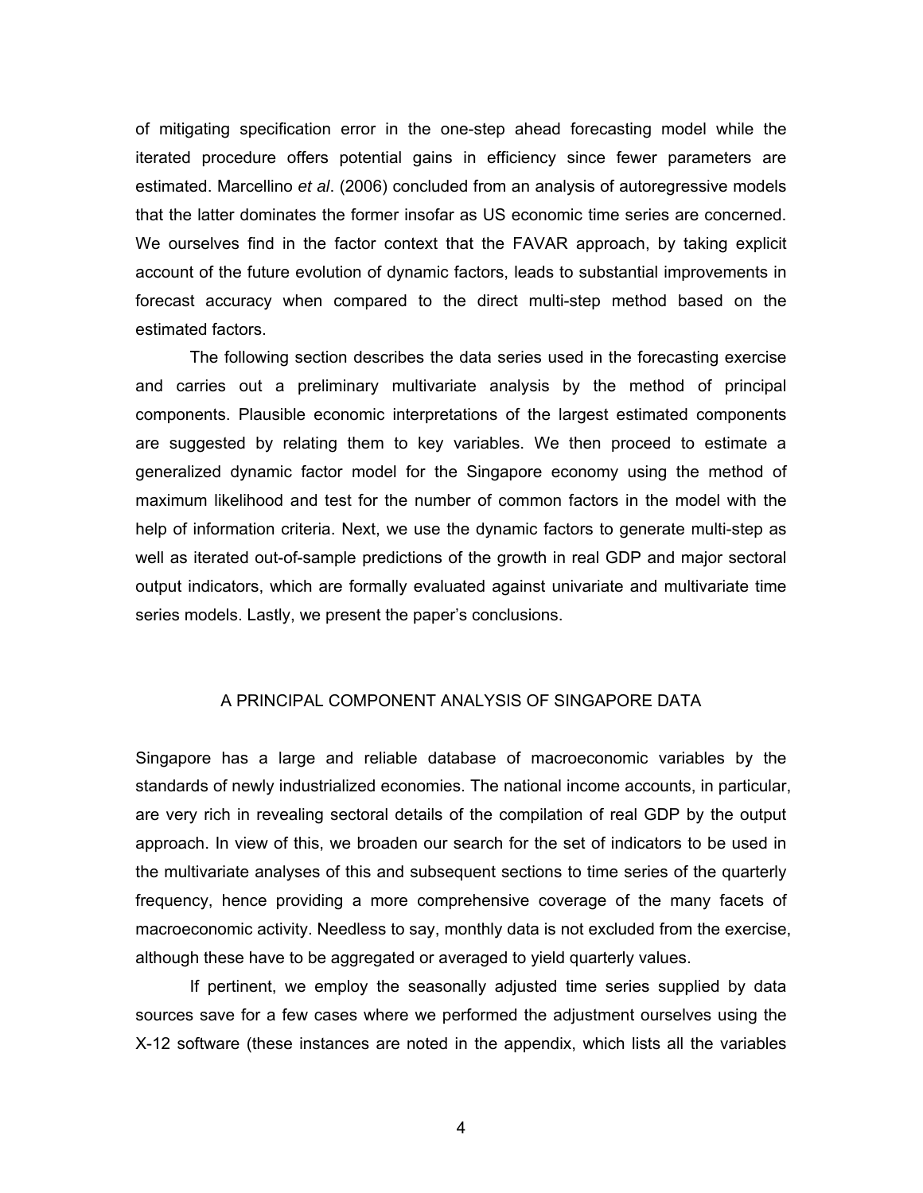of mitigating specification error in the one-step ahead forecasting model while the iterated procedure offers potential gains in efficiency since fewer parameters are estimated. Marcellino *et al*. (2006) concluded from an analysis of autoregressive models that the latter dominates the former insofar as US economic time series are concerned. We ourselves find in the factor context that the FAVAR approach, by taking explicit account of the future evolution of dynamic factors, leads to substantial improvements in forecast accuracy when compared to the direct multi-step method based on the estimated factors.

The following section describes the data series used in the forecasting exercise and carries out a preliminary multivariate analysis by the method of principal components. Plausible economic interpretations of the largest estimated components are suggested by relating them to key variables. We then proceed to estimate a generalized dynamic factor model for the Singapore economy using the method of maximum likelihood and test for the number of common factors in the model with the help of information criteria. Next, we use the dynamic factors to generate multi-step as well as iterated out-of-sample predictions of the growth in real GDP and major sectoral output indicators, which are formally evaluated against univariate and multivariate time series models. Lastly, we present the paper's conclusions.

## A PRINCIPAL COMPONENT ANALYSIS OF SINGAPORE DATA

Singapore has a large and reliable database of macroeconomic variables by the standards of newly industrialized economies. The national income accounts, in particular, are very rich in revealing sectoral details of the compilation of real GDP by the output approach. In view of this, we broaden our search for the set of indicators to be used in the multivariate analyses of this and subsequent sections to time series of the quarterly frequency, hence providing a more comprehensive coverage of the many facets of macroeconomic activity. Needless to say, monthly data is not excluded from the exercise, although these have to be aggregated or averaged to yield quarterly values.

If pertinent, we employ the seasonally adjusted time series supplied by data sources save for a few cases where we performed the adjustment ourselves using the X-12 software (these instances are noted in the appendix, which lists all the variables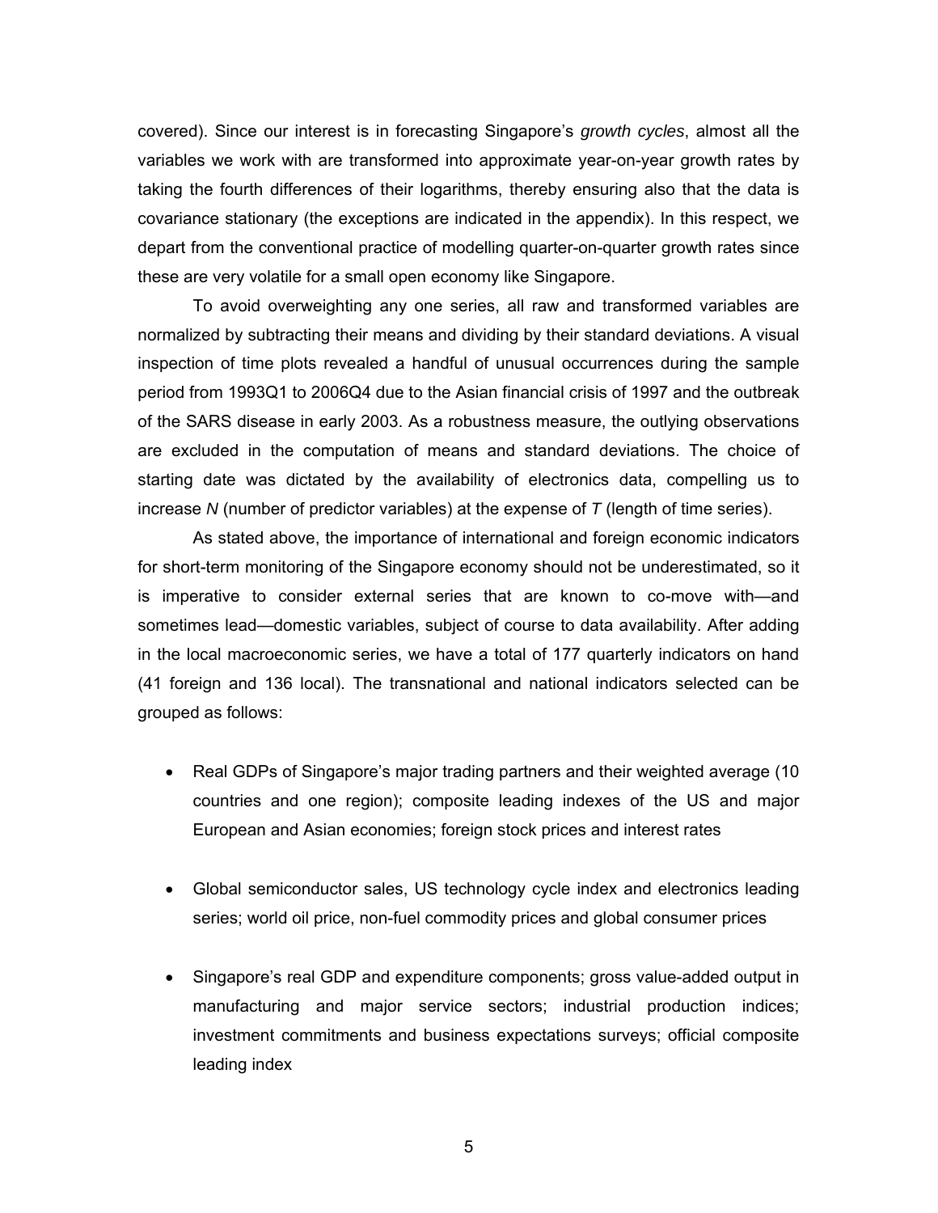covered). Since our interest is in forecasting Singapore's *growth cycles*, almost all the variables we work with are transformed into approximate year-on-year growth rates by taking the fourth differences of their logarithms, thereby ensuring also that the data is covariance stationary (the exceptions are indicated in the appendix). In this respect, we depart from the conventional practice of modelling quarter-on-quarter growth rates since these are very volatile for a small open economy like Singapore.

To avoid overweighting any one series, all raw and transformed variables are normalized by subtracting their means and dividing by their standard deviations. A visual inspection of time plots revealed a handful of unusual occurrences during the sample period from 1993Q1 to 2006Q4 due to the Asian financial crisis of 1997 and the outbreak of the SARS disease in early 2003. As a robustness measure, the outlying observations are excluded in the computation of means and standard deviations. The choice of starting date was dictated by the availability of electronics data, compelling us to increase $N$ (number of predictor variables) at the expense of $T$ (length of time series).

As stated above, the importance of international and foreign economic indicators for short-term monitoring of the Singapore economy should not be underestimated, so it is imperative to consider external series that are known to co-move with—and sometimes lead—domestic variables, subject of course to data availability. After adding in the local macroeconomic series, we have a total of 177 quarterly indicators on hand (41 foreign and 136 local). The transnational and national indicators selected can be grouped as follows:

- Real GDPs of Singapore's major trading partners and their weighted average (10 countries and one region); composite leading indexes of the US and major European and Asian economies; foreign stock prices and interest rates

- Global semiconductor sales, US technology cycle index and electronics leading series; world oil price, non-fuel commodity prices and global consumer prices

- Singapore's real GDP and expenditure components; gross value-added output in manufacturing and major service sectors; industrial production indices; investment commitments and business expectations surveys; official composite leading index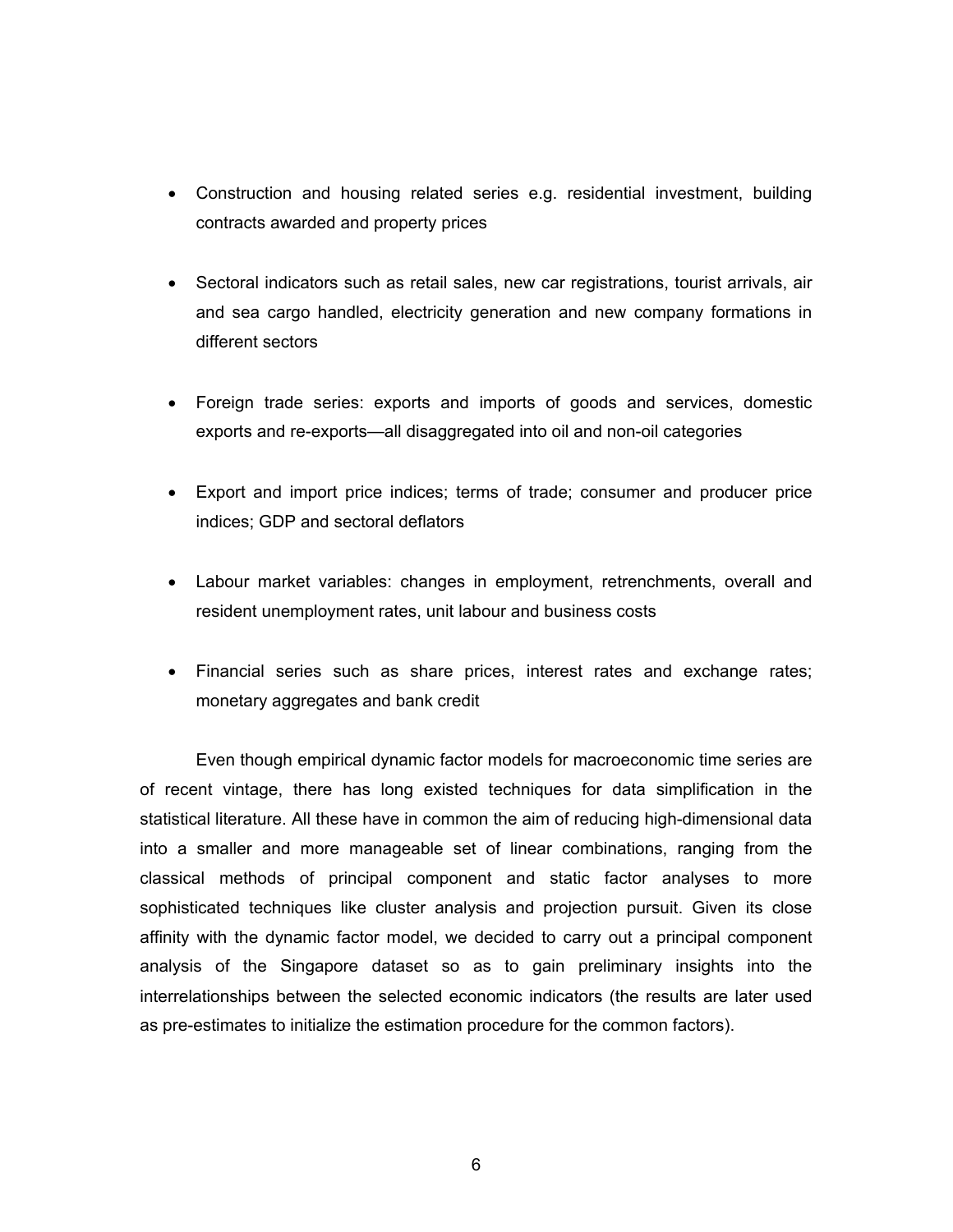- Construction and housing related series e.g. residential investment, building contracts awarded and property prices

- Sectoral indicators such as retail sales, new car registrations, tourist arrivals, air and sea cargo handled, electricity generation and new company formations in different sectors

- Foreign trade series: exports and imports of goods and services, domestic exports and re-exports—all disaggregated into oil and non-oil categories

- Export and import price indices; terms of trade; consumer and producer price indices; GDP and sectoral deflators

- Labour market variables: changes in employment, retrenchments, overall and resident unemployment rates, unit labour and business costs

- Financial series such as share prices, interest rates and exchange rates; monetary aggregates and bank credit

Even though empirical dynamic factor models for macroeconomic time series are of recent vintage, there has long existed techniques for data simplification in the statistical literature. All these have in common the aim of reducing high-dimensional data into a smaller and more manageable set of linear combinations, ranging from the classical methods of principal component and static factor analyses to more sophisticated techniques like cluster analysis and projection pursuit. Given its close affinity with the dynamic factor model, we decided to carry out a principal component analysis of the Singapore dataset so as to gain preliminary insights into the interrelationships between the selected economic indicators (the results are later used as pre-estimates to initialize the estimation procedure for the common factors).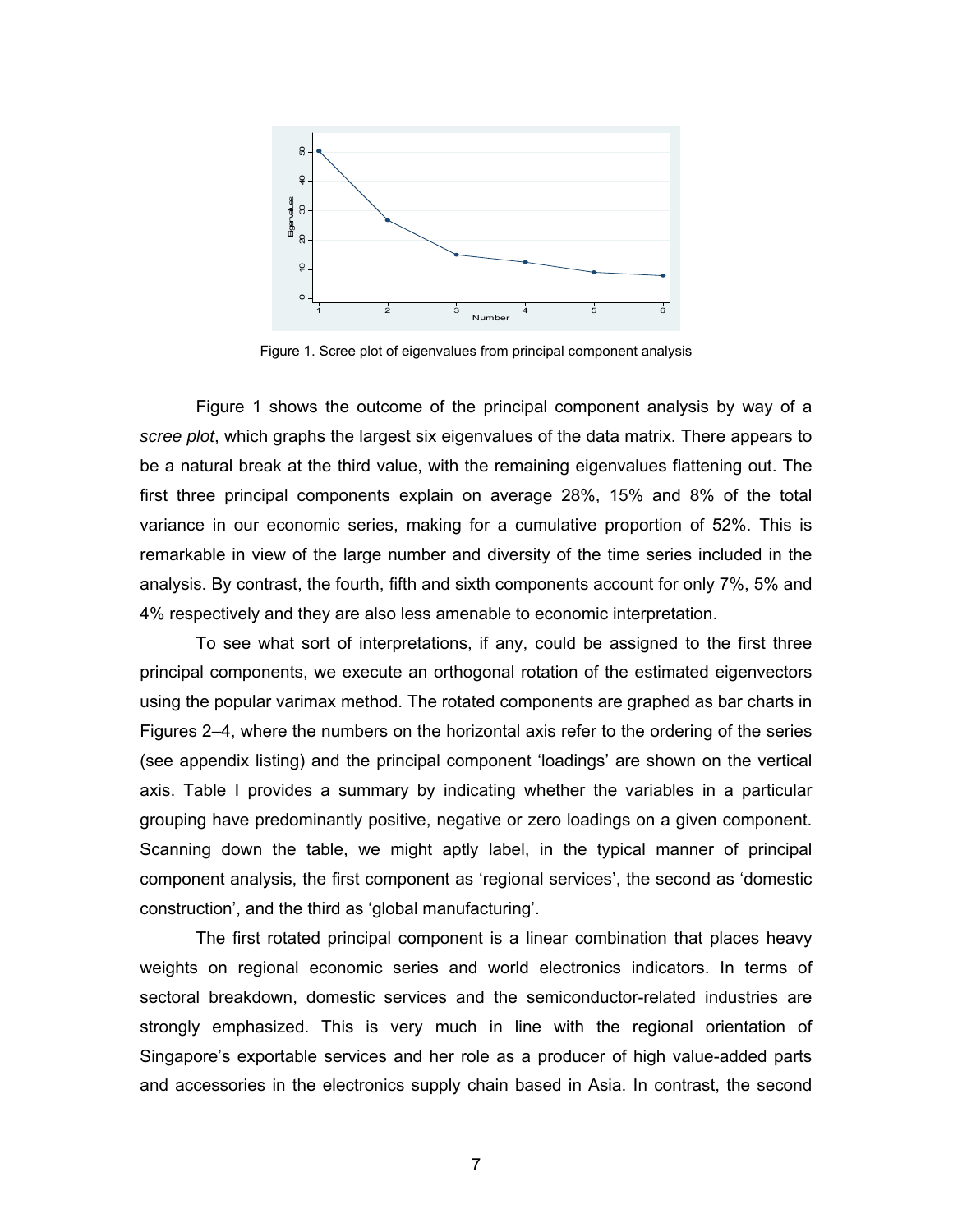Figure 1. Scree plot of eigenvalues from principal component analysis

Figure 1 shows the outcome of the principal component analysis by way of a *scree plot*, which graphs the largest six eigenvalues of the data matrix. There appears to be a natural break at the third value, with the remaining eigenvalues flattening out. The first three principal components explain on average 28%, 15% and 8% of the total variance in our economic series, making for a cumulative proportion of 52%. This is remarkable in view of the large number and diversity of the time series included in the analysis. By contrast, the fourth, fifth and sixth components account for only 7%, 5% and 4% respectively and they are also less amenable to economic interpretation.

To see what sort of interpretations, if any, could be assigned to the first three principal components, we execute an orthogonal rotation of the estimated eigenvectors using the popular varimax method. The rotated components are graphed as bar charts in Figures 2–4, where the numbers on the horizontal axis refer to the ordering of the series (see appendix listing) and the principal component 'loadings' are shown on the vertical axis. Table I provides a summary by indicating whether the variables in a particular grouping have predominantly positive, negative or zero loadings on a given component. Scanning down the table, we might aptly label, in the typical manner of principal component analysis, the first component as 'regional services', the second as 'domestic construction', and the third as 'global manufacturing'.

The first rotated principal component is a linear combination that places heavy weights on regional economic series and world electronics indicators. In terms of sectoral breakdown, domestic services and the semiconductor-related industries are strongly emphasized. This is very much in line with the regional orientation of Singapore's exportable services and her role as a producer of high value-added parts and accessories in the electronics supply chain based in Asia. In contrast, the second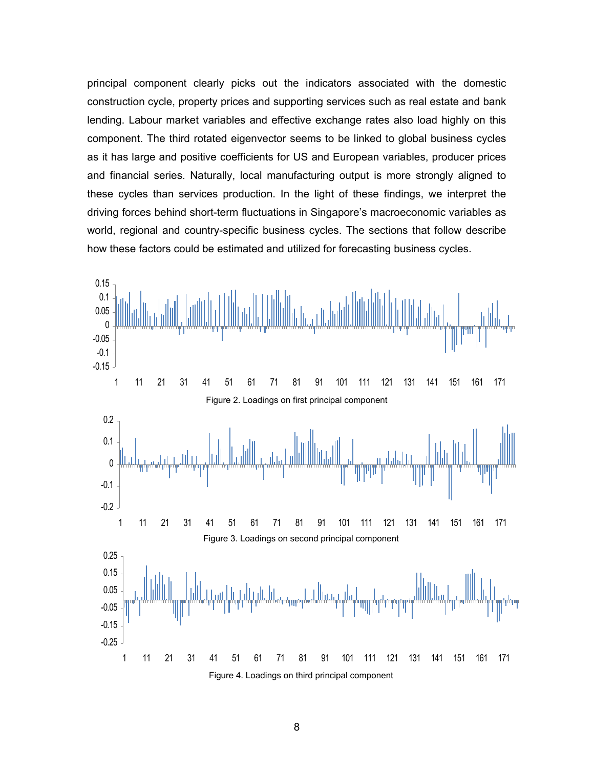principal component clearly picks out the indicators associated with the domestic construction cycle, property prices and supporting services such as real estate and bank lending. Labour market variables and effective exchange rates also load highly on this component. The third rotated eigenvector seems to be linked to global business cycles as it has large and positive coefficients for US and European variables, producer prices and financial series. Naturally, local manufacturing output is more strongly aligned to these cycles than services production. In the light of these findings, we interpret the driving forces behind short-term fluctuations in Singapore's macroeconomic variables as world, regional and country-specific business cycles. The sections that follow describe how these factors could be estimated and utilized for forecasting business cycles.

Figure 2. Loadings on first principal component

Figure 3. Loadings on second principal component

Figure 4. Loadings on third principal component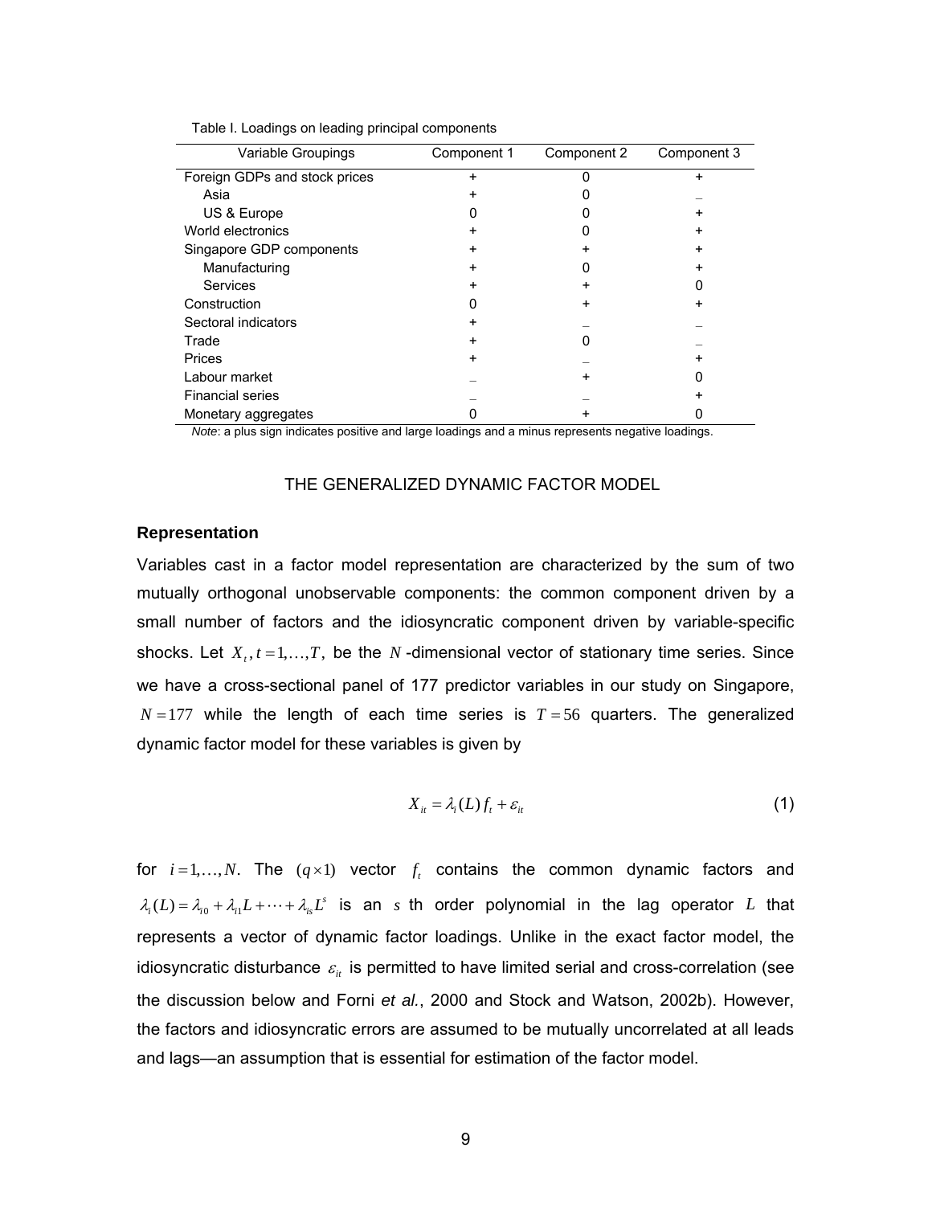Table I. Loadings on leading principal components

| Variable Groupings | Component 1 | Component 2 | Component 3 |
|---|---|---|---|
| Foreign GDPs and stock prices | + | 0 | + |
| Asia | + | 0 | – |
| US & Europe | 0 | 0 | + |
| World electronics | + | 0 | + |
| Singapore GDP components | + | + | + |
| Manufacturing | + | 0 | + |
| Services | + | + | 0 |
| Construction | 0 | + | + |
| Sectoral indicators | + | – | – |
| Trade | + | 0 | – |
| Prices | + | – | + |
| Labour market | – | + | 0 |
| Financial series | – | – | + |
| Monetary aggregates | 0 | + | 0 |

*Note*: a plus sign indicates positive and large loadings and a minus represents negative loadings.

## THE GENERALIZED DYNAMIC FACTOR MODEL

### Representation

Variables cast in a factor model representation are characterized by the sum of two mutually orthogonal unobservable components: the common component driven by a small number of factors and the idiosyncratic component driven by variable-specific shocks. Let $X_t, t = 1, \ldots, T,$ be the $N$-dimensional vector of stationary time series. Since we have a cross-sectional panel of 177 predictor variables in our study on Singapore, $N = 177$ while the length of each time series is $T = 56$ quarters. The generalized dynamic factor model for these variables is given by

$$X_{it} = \lambda_i(L) f_t + \varepsilon_{it} \tag{1}$$

for $i = 1, \ldots, N$. The $(q \times 1)$ vector $f_t$ contains the common dynamic factors and $\lambda_i(L) = \lambda_{i0} + \lambda_{i1} L + \cdots + \lambda_{is} L^s$ is an $s$ th order polynomial in the lag operator $L$ that represents a vector of dynamic factor loadings. Unlike in the exact factor model, the idiosyncratic disturbance $\varepsilon_{it}$ is permitted to have limited serial and cross-correlation (see the discussion below and Forni *et al.*, 2000 and Stock and Watson, 2002b). However, the factors and idiosyncratic errors are assumed to be mutually uncorrelated at all leads and lags—an assumption that is essential for estimation of the factor model.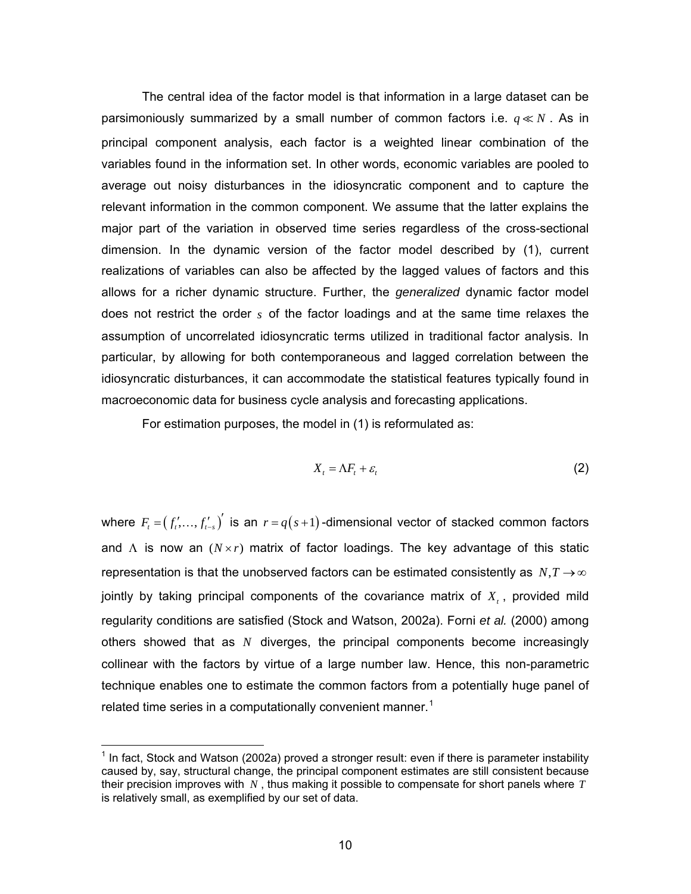The central idea of the factor model is that information in a large dataset can be parsimoniously summarized by a small number of common factors i.e. $q \ll N$. As in principal component analysis, each factor is a weighted linear combination of the variables found in the information set. In other words, economic variables are pooled to average out noisy disturbances in the idiosyncratic component and to capture the relevant information in the common component. We assume that the latter explains the major part of the variation in observed time series regardless of the cross-sectional dimension. In the dynamic version of the factor model described by (1), current realizations of variables can also be affected by the lagged values of factors and this allows for a richer dynamic structure. Further, the *generalized* dynamic factor model does not restrict the order $s$ of the factor loadings and at the same time relaxes the assumption of uncorrelated idiosyncratic terms utilized in traditional factor analysis. In particular, by allowing for both contemporaneous and lagged correlation between the idiosyncratic disturbances, it can accommodate the statistical features typically found in macroeconomic data for business cycle analysis and forecasting applications.

For estimation purposes, the model in (1) is reformulated as:

$$X_t = \Lambda F_t + \varepsilon_t \tag{2}$$

where $F_t = \left(f_t', \ldots, f_{t-s}'\right)'$ is an $r = q(s+1)$-dimensional vector of stacked common factors and $\Lambda$ is now an $(N \times r)$ matrix of factor loadings. The key advantage of this static representation is that the unobserved factors can be estimated consistently as $N, T \to \infty$ jointly by taking principal components of the covariance matrix of $X_t$, provided mild regularity conditions are satisfied (Stock and Watson, 2002a). Forni *et al.* (2000) among others showed that as $N$ diverges, the principal components become increasingly collinear with the factors by virtue of a large number law. Hence, this non-parametric technique enables one to estimate the common factors from a potentially huge panel of related time series in a computationally convenient manner.[1]

[1] In fact, Stock and Watson (2002a) proved a stronger result: even if there is parameter instability caused by, say, structural change, the principal component estimates are still consistent because their precision improves with $N$, thus making it possible to compensate for short panels where $T$ is relatively small, as exemplified by our set of data.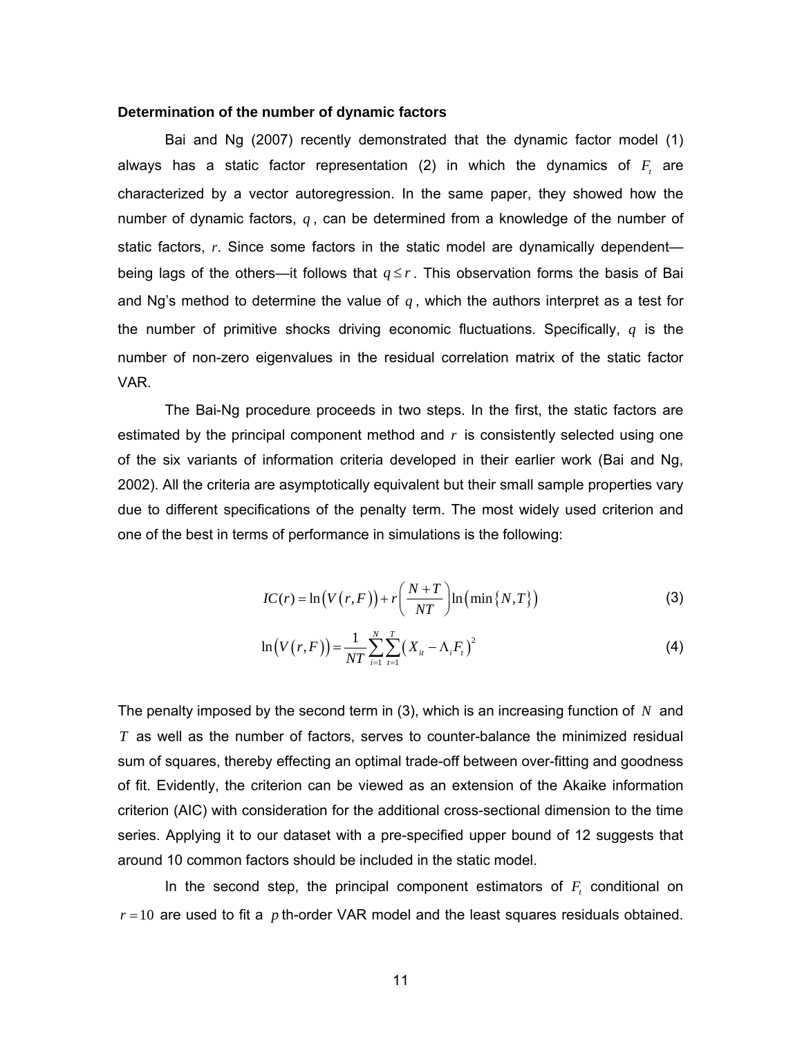**Determination of the number of dynamic factors**

Bai and Ng (2007) recently demonstrated that the dynamic factor model (1) always has a static factor representation (2) in which the dynamics of $F_t$ are characterized by a vector autoregression. In the same paper, they showed how the number of dynamic factors, $q$, can be determined from a knowledge of the number of static factors, $r$. Since some factors in the static model are dynamically dependent—being lags of the others—it follows that $q \leq r$. This observation forms the basis of Bai and Ng's method to determine the value of $q$, which the authors interpret as a test for the number of primitive shocks driving economic fluctuations. Specifically, $q$ is the number of non-zero eigenvalues in the residual correlation matrix of the static factor VAR.

The Bai-Ng procedure proceeds in two steps. In the first, the static factors are estimated by the principal component method and $r$ is consistently selected using one of the six variants of information criteria developed in their earlier work (Bai and Ng, 2002). All the criteria are asymptotically equivalent but their small sample properties vary due to different specifications of the penalty term. The most widely used criterion and one of the best in terms of performance in simulations is the following:

$$IC(r) = \ln\left(V\left(r, F\right)\right) + r\left(\frac{N+T}{NT}\right)\ln\left(\min\left\{N, T\right\}\right) \tag{3}$$

$$\ln\left(V\left(r, F\right)\right) = \frac{1}{NT}\sum_{i=1}^{N}\sum_{t=1}^{T}\left(X_{it} - \Lambda_i F_t\right)^2 \tag{4}$$

The penalty imposed by the second term in (3), which is an increasing function of $N$ and $T$ as well as the number of factors, serves to counter-balance the minimized residual sum of squares, thereby effecting an optimal trade-off between over-fitting and goodness of fit. Evidently, the criterion can be viewed as an extension of the Akaike information criterion (AIC) with consideration for the additional cross-sectional dimension to the time series. Applying it to our dataset with a pre-specified upper bound of 12 suggests that around 10 common factors should be included in the static model.

In the second step, the principal component estimators of $F_t$ conditional on $r = 10$ are used to fit a $p$th-order VAR model and the least squares residuals obtained.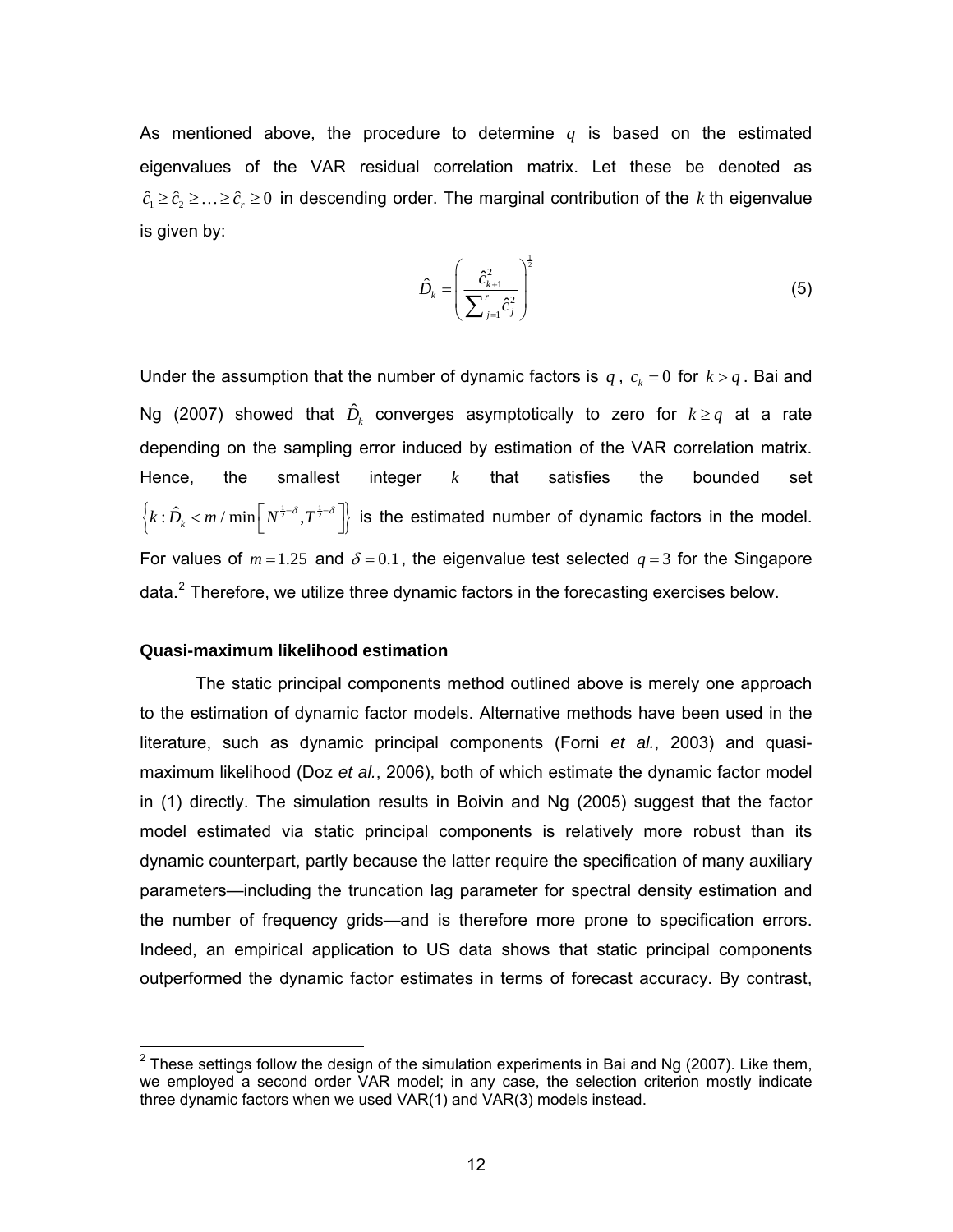As mentioned above, the procedure to determine $q$ is based on the estimated eigenvalues of the VAR residual correlation matrix. Let these be denoted as $\hat{c}_1 \geq \hat{c}_2 \geq \ldots \geq \hat{c}_r \geq 0$ in descending order. The marginal contribution of the $k$ th eigenvalue is given by:

$$\hat{D}_k = \left( \frac{\hat{c}_{k+1}^2}{\sum_{j=1}^{r} \hat{c}_j^2} \right)^{\frac{1}{2}} \tag{5}$$

Under the assumption that the number of dynamic factors is $q$, $c_k = 0$ for $k > q$. Bai and Ng (2007) showed that $\hat{D}_k$ converges asymptotically to zero for $k \geq q$ at a rate depending on the sampling error induced by estimation of the VAR correlation matrix. Hence, the smallest integer $k$ that satisfies the bounded set $\left\{ k : \hat{D}_k < m / \min\left[ N^{\frac{1}{2}-\delta}, T^{\frac{1}{2}-\delta} \right] \right\}$ is the estimated number of dynamic factors in the model. For values of $m = 1.25$ and $\delta = 0.1$, the eigenvalue test selected $q = 3$ for the Singapore data.[2] Therefore, we utilize three dynamic factors in the forecasting exercises below.

**Quasi-maximum likelihood estimation**

The static principal components method outlined above is merely one approach to the estimation of dynamic factor models. Alternative methods have been used in the literature, such as dynamic principal components (Forni *et al.*, 2003) and quasi-maximum likelihood (Doz *et al.*, 2006), both of which estimate the dynamic factor model in (1) directly. The simulation results in Boivin and Ng (2005) suggest that the factor model estimated via static principal components is relatively more robust than its dynamic counterpart, partly because the latter require the specification of many auxiliary parameters—including the truncation lag parameter for spectral density estimation and the number of frequency grids—and is therefore more prone to specification errors. Indeed, an empirical application to US data shows that static principal components outperformed the dynamic factor estimates in terms of forecast accuracy. By contrast,

---

[2] These settings follow the design of the simulation experiments in Bai and Ng (2007). Like them, we employed a second order VAR model; in any case, the selection criterion mostly indicate three dynamic factors when we used VAR(1) and VAR(3) models instead.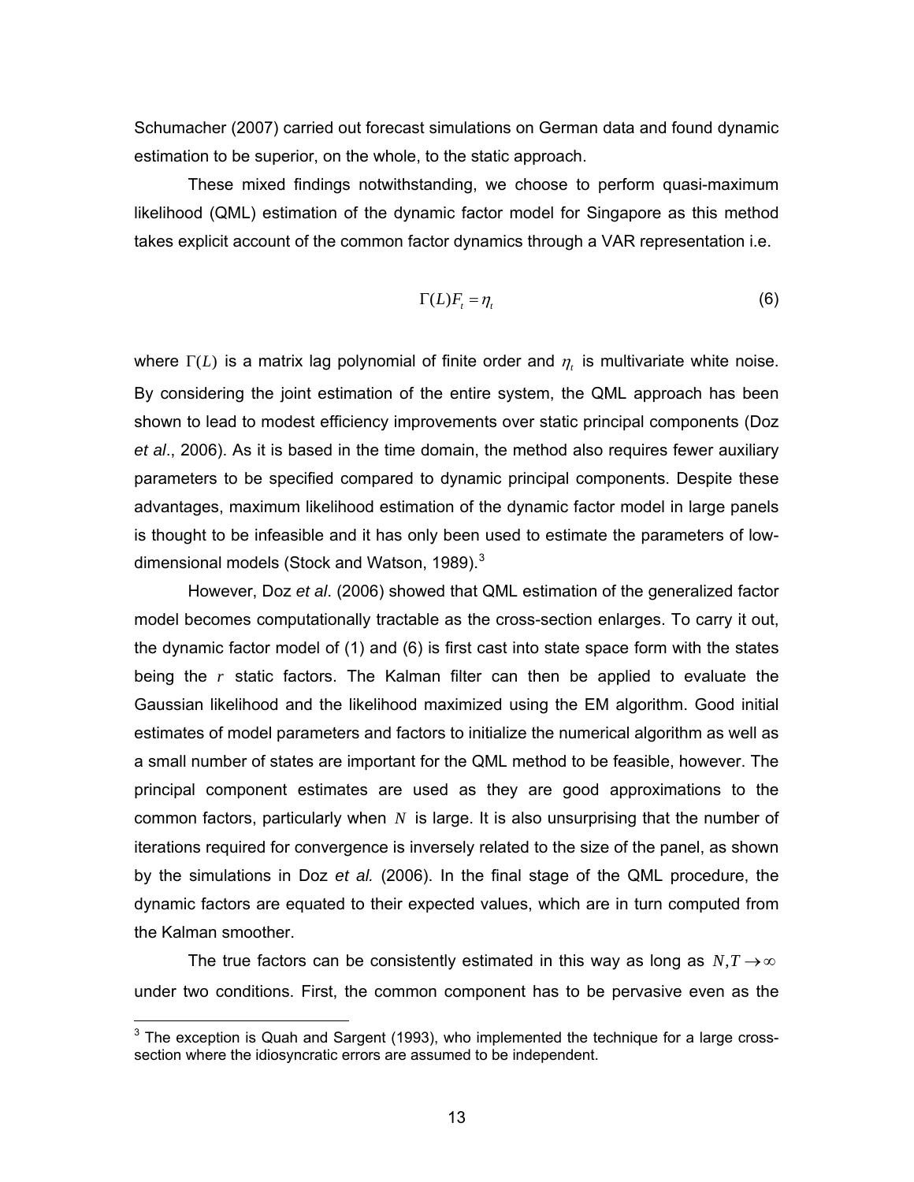Schumacher (2007) carried out forecast simulations on German data and found dynamic estimation to be superior, on the whole, to the static approach.

These mixed findings notwithstanding, we choose to perform quasi-maximum likelihood (QML) estimation of the dynamic factor model for Singapore as this method takes explicit account of the common factor dynamics through a VAR representation i.e.

$$\Gamma(L)F_t = \eta_t \tag{6}$$

where $\Gamma(L)$ is a matrix lag polynomial of finite order and $\eta_t$ is multivariate white noise. By considering the joint estimation of the entire system, the QML approach has been shown to lead to modest efficiency improvements over static principal components (Doz *et al*., 2006). As it is based in the time domain, the method also requires fewer auxiliary parameters to be specified compared to dynamic principal components. Despite these advantages, maximum likelihood estimation of the dynamic factor model in large panels is thought to be infeasible and it has only been used to estimate the parameters of low-dimensional models (Stock and Watson, 1989).[3]

However, Doz *et al*. (2006) showed that QML estimation of the generalized factor model becomes computationally tractable as the cross-section enlarges. To carry it out, the dynamic factor model of (1) and (6) is first cast into state space form with the states being the $r$ static factors. The Kalman filter can then be applied to evaluate the Gaussian likelihood and the likelihood maximized using the EM algorithm. Good initial estimates of model parameters and factors to initialize the numerical algorithm as well as a small number of states are important for the QML method to be feasible, however. The principal component estimates are used as they are good approximations to the common factors, particularly when $N$ is large. It is also unsurprising that the number of iterations required for convergence is inversely related to the size of the panel, as shown by the simulations in Doz *et al.* (2006). In the final stage of the QML procedure, the dynamic factors are equated to their expected values, which are in turn computed from the Kalman smoother.

The true factors can be consistently estimated in this way as long as $N, T \to \infty$ under two conditions. First, the common component has to be pervasive even as the

[3] The exception is Quah and Sargent (1993), who implemented the technique for a large cross-section where the idiosyncratic errors are assumed to be independent.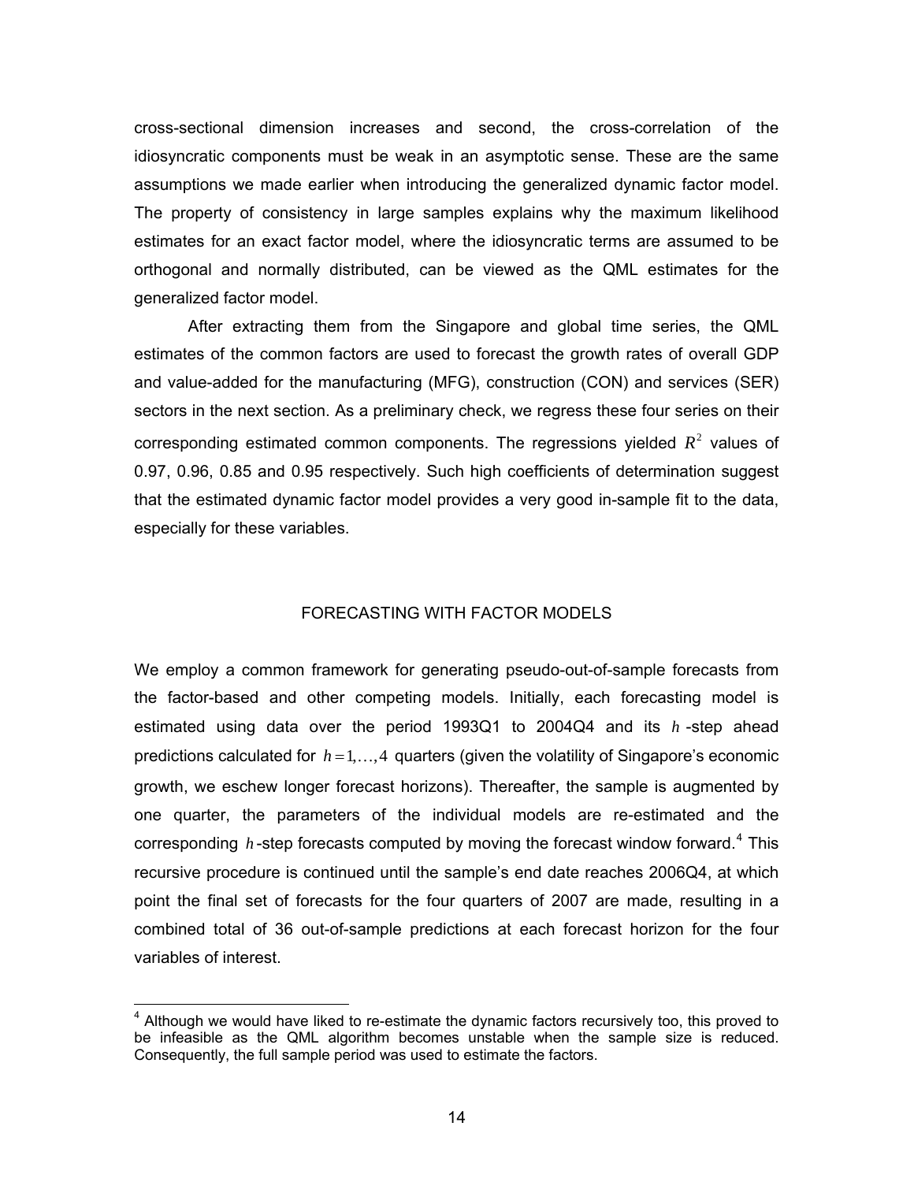cross-sectional dimension increases and second, the cross-correlation of the idiosyncratic components must be weak in an asymptotic sense. These are the same assumptions we made earlier when introducing the generalized dynamic factor model. The property of consistency in large samples explains why the maximum likelihood estimates for an exact factor model, where the idiosyncratic terms are assumed to be orthogonal and normally distributed, can be viewed as the QML estimates for the generalized factor model.

After extracting them from the Singapore and global time series, the QML estimates of the common factors are used to forecast the growth rates of overall GDP and value-added for the manufacturing (MFG), construction (CON) and services (SER) sectors in the next section. As a preliminary check, we regress these four series on their corresponding estimated common components. The regressions yielded $R^2$ values of 0.97, 0.96, 0.85 and 0.95 respectively. Such high coefficients of determination suggest that the estimated dynamic factor model provides a very good in-sample fit to the data, especially for these variables.

## FORECASTING WITH FACTOR MODELS

We employ a common framework for generating pseudo-out-of-sample forecasts from the factor-based and other competing models. Initially, each forecasting model is estimated using data over the period 1993Q1 to 2004Q4 and its $h$-step ahead predictions calculated for $h = 1, \ldots, 4$ quarters (given the volatility of Singapore's economic growth, we eschew longer forecast horizons). Thereafter, the sample is augmented by one quarter, the parameters of the individual models are re-estimated and the corresponding $h$-step forecasts computed by moving the forecast window forward.[4] This recursive procedure is continued until the sample's end date reaches 2006Q4, at which point the final set of forecasts for the four quarters of 2007 are made, resulting in a combined total of 36 out-of-sample predictions at each forecast horizon for the four variables of interest.

---

[4] Although we would have liked to re-estimate the dynamic factors recursively too, this proved to be infeasible as the QML algorithm becomes unstable when the sample size is reduced. Consequently, the full sample period was used to estimate the factors.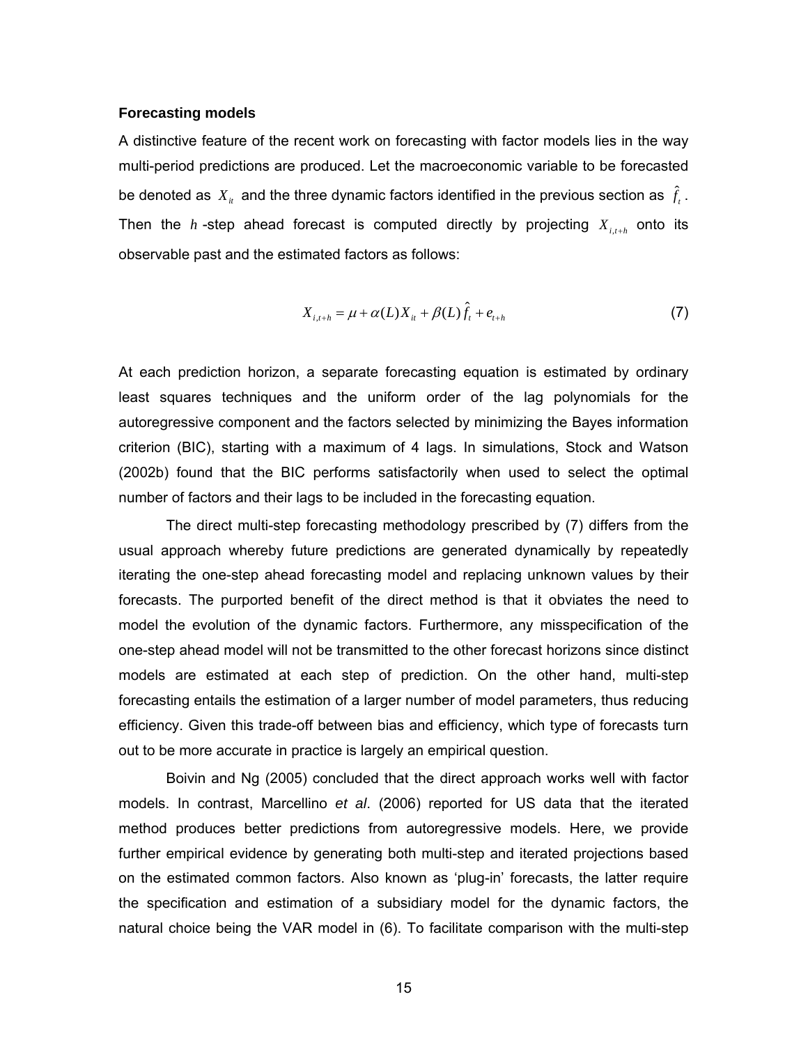### Forecasting models

A distinctive feature of the recent work on forecasting with factor models lies in the way multi-period predictions are produced. Let the macroeconomic variable to be forecasted be denoted as $X_{it}$ and the three dynamic factors identified in the previous section as $\hat{f}_t$. Then the $h$-step ahead forecast is computed directly by projecting $X_{i,t+h}$ onto its observable past and the estimated factors as follows:

$$X_{i,t+h} = \mu + \alpha(L) X_{it} + \beta(L) \hat{f}_t + e_{t+h} \tag{7}$$

At each prediction horizon, a separate forecasting equation is estimated by ordinary least squares techniques and the uniform order of the lag polynomials for the autoregressive component and the factors selected by minimizing the Bayes information criterion (BIC), starting with a maximum of 4 lags. In simulations, Stock and Watson (2002b) found that the BIC performs satisfactorily when used to select the optimal number of factors and their lags to be included in the forecasting equation.

The direct multi-step forecasting methodology prescribed by (7) differs from the usual approach whereby future predictions are generated dynamically by repeatedly iterating the one-step ahead forecasting model and replacing unknown values by their forecasts. The purported benefit of the direct method is that it obviates the need to model the evolution of the dynamic factors. Furthermore, any misspecification of the one-step ahead model will not be transmitted to the other forecast horizons since distinct models are estimated at each step of prediction. On the other hand, multi-step forecasting entails the estimation of a larger number of model parameters, thus reducing efficiency. Given this trade-off between bias and efficiency, which type of forecasts turn out to be more accurate in practice is largely an empirical question.

Boivin and Ng (2005) concluded that the direct approach works well with factor models. In contrast, Marcellino *et al*. (2006) reported for US data that the iterated method produces better predictions from autoregressive models. Here, we provide further empirical evidence by generating both multi-step and iterated projections based on the estimated common factors. Also known as 'plug-in' forecasts, the latter require the specification and estimation of a subsidiary model for the dynamic factors, the natural choice being the VAR model in (6). To facilitate comparison with the multi-step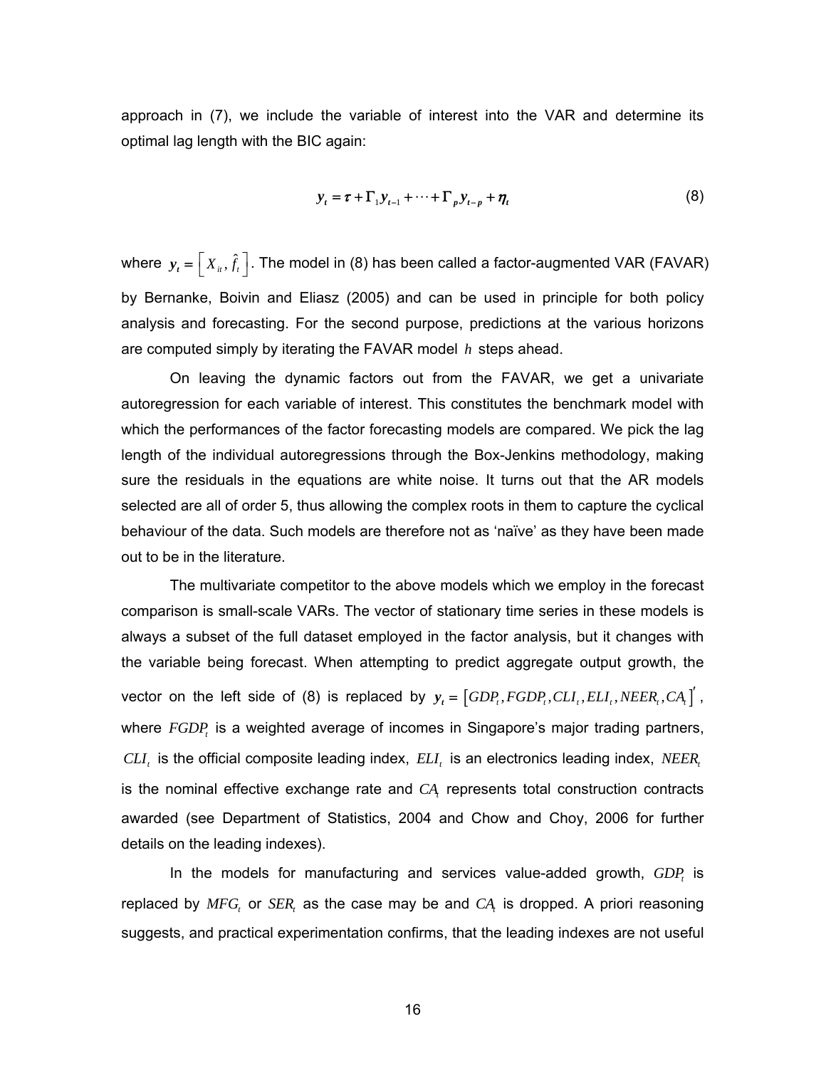approach in (7), we include the variable of interest into the VAR and determine its optimal lag length with the BIC again:

$$\boldsymbol{y}_t = \boldsymbol{\tau} + \boldsymbol{\Gamma}_1 \boldsymbol{y}_{t-1} + \cdots + \boldsymbol{\Gamma}_p \boldsymbol{y}_{t-p} + \boldsymbol{\eta}_t \tag{8}$$

where $\boldsymbol{y}_t = \left[ X_{it}, \hat{f}_t \right]$. The model in (8) has been called a factor-augmented VAR (FAVAR) by Bernanke, Boivin and Eliasz (2005) and can be used in principle for both policy analysis and forecasting. For the second purpose, predictions at the various horizons are computed simply by iterating the FAVAR model $h$ steps ahead.

On leaving the dynamic factors out from the FAVAR, we get a univariate autoregression for each variable of interest. This constitutes the benchmark model with which the performances of the factor forecasting models are compared. We pick the lag length of the individual autoregressions through the Box-Jenkins methodology, making sure the residuals in the equations are white noise. It turns out that the AR models selected are all of order 5, thus allowing the complex roots in them to capture the cyclical behaviour of the data. Such models are therefore not as 'naïve' as they have been made out to be in the literature.

The multivariate competitor to the above models which we employ in the forecast comparison is small-scale VARs. The vector of stationary time series in these models is always a subset of the full dataset employed in the factor analysis, but it changes with the variable being forecast. When attempting to predict aggregate output growth, the vector on the left side of (8) is replaced by $\boldsymbol{y}_t = \left[ GDP_t, FGDP_t, CLI_t, ELI_t, NEER_t, CA_t \right]'$, where $FGDP_t$ is a weighted average of incomes in Singapore's major trading partners, $CLI_t$ is the official composite leading index, $ELI_t$ is an electronics leading index, $NEER_t$ is the nominal effective exchange rate and $CA_t$ represents total construction contracts awarded (see Department of Statistics, 2004 and Chow and Choy, 2006 for further details on the leading indexes).

In the models for manufacturing and services value-added growth, $GDP_t$ is replaced by $MFG_t$ or $SER_t$ as the case may be and $CA_t$ is dropped. A priori reasoning suggests, and practical experimentation confirms, that the leading indexes are not useful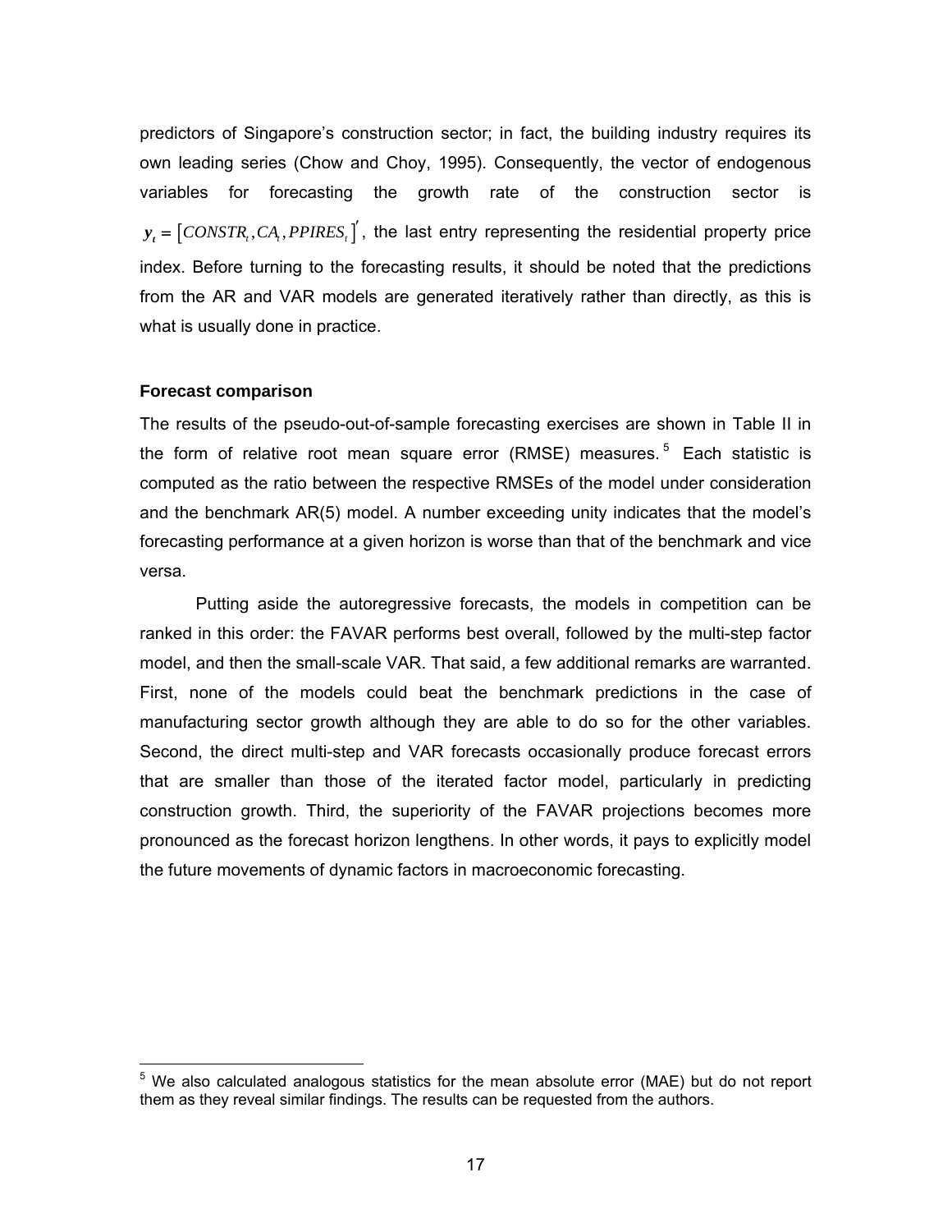predictors of Singapore's construction sector; in fact, the building industry requires its own leading series (Chow and Choy, 1995). Consequently, the vector of endogenous variables for forecasting the growth rate of the construction sector is $\boldsymbol{y}_t = \left[CONSTR_t, CA_t, PPIRES_t\right]'$, the last entry representing the residential property price index. Before turning to the forecasting results, it should be noted that the predictions from the AR and VAR models are generated iteratively rather than directly, as this is what is usually done in practice.

**Forecast comparison**

The results of the pseudo-out-of-sample forecasting exercises are shown in Table II in the form of relative root mean square error (RMSE) measures.[5] Each statistic is computed as the ratio between the respective RMSEs of the model under consideration and the benchmark AR(5) model. A number exceeding unity indicates that the model's forecasting performance at a given horizon is worse than that of the benchmark and vice versa.

Putting aside the autoregressive forecasts, the models in competition can be ranked in this order: the FAVAR performs best overall, followed by the multi-step factor model, and then the small-scale VAR. That said, a few additional remarks are warranted. First, none of the models could beat the benchmark predictions in the case of manufacturing sector growth although they are able to do so for the other variables. Second, the direct multi-step and VAR forecasts occasionally produce forecast errors that are smaller than those of the iterated factor model, particularly in predicting construction growth. Third, the superiority of the FAVAR projections becomes more pronounced as the forecast horizon lengthens. In other words, it pays to explicitly model the future movements of dynamic factors in macroeconomic forecasting.

[5] We also calculated analogous statistics for the mean absolute error (MAE) but do not report them as they reveal similar findings. The results can be requested from the authors.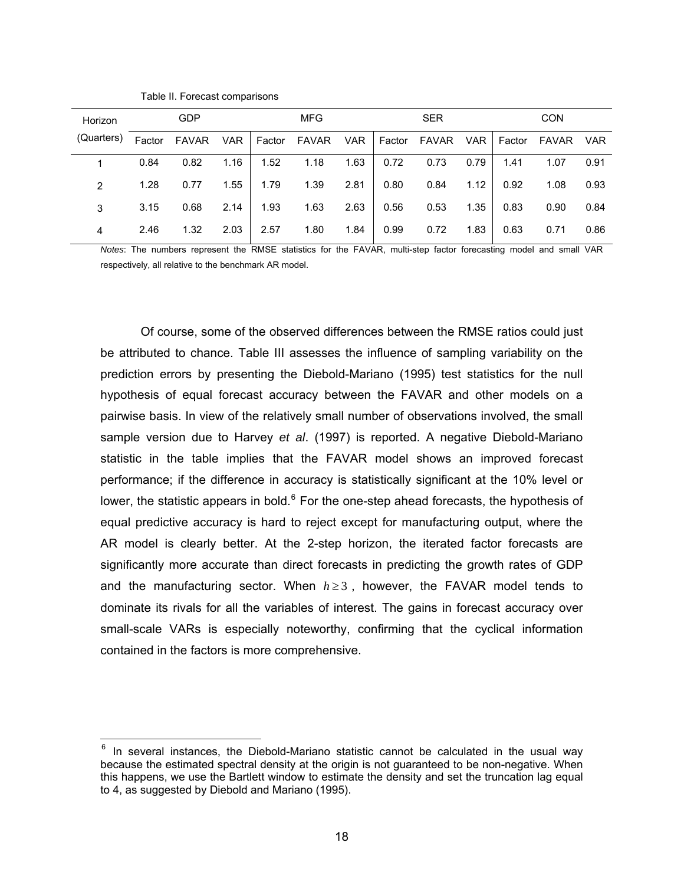Table II. Forecast comparisons

| Horizon (Quarters) | GDP | | | MFG | | | SER | | | CON | | |
|---|---|---|---|---|---|---|---|---|---|---|---|---|
| | Factor | FAVAR | VAR | Factor | FAVAR | VAR | Factor | FAVAR | VAR | Factor | FAVAR | VAR |
| 1 | 0.84 | 0.82 | 1.16 | 1.52 | 1.18 | 1.63 | 0.72 | 0.73 | 0.79 | 1.41 | 1.07 | 0.91 |
| 2 | 1.28 | 0.77 | 1.55 | 1.79 | 1.39 | 2.81 | 0.80 | 0.84 | 1.12 | 0.92 | 1.08 | 0.93 |
| 3 | 3.15 | 0.68 | 2.14 | 1.93 | 1.63 | 2.63 | 0.56 | 0.53 | 1.35 | 0.83 | 0.90 | 0.84 |
| 4 | 2.46 | 1.32 | 2.03 | 2.57 | 1.80 | 1.84 | 0.99 | 0.72 | 1.83 | 0.63 | 0.71 | 0.86 |

*Notes*: The numbers represent the RMSE statistics for the FAVAR, multi-step factor forecasting model and small VAR respectively, all relative to the benchmark AR model.

Of course, some of the observed differences between the RMSE ratios could just be attributed to chance. Table III assesses the influence of sampling variability on the prediction errors by presenting the Diebold-Mariano (1995) test statistics for the null hypothesis of equal forecast accuracy between the FAVAR and other models on a pairwise basis. In view of the relatively small number of observations involved, the small sample version due to Harvey *et al*. (1997) is reported. A negative Diebold-Mariano statistic in the table implies that the FAVAR model shows an improved forecast performance; if the difference in accuracy is statistically significant at the 10% level or lower, the statistic appears in bold.[6] For the one-step ahead forecasts, the hypothesis of equal predictive accuracy is hard to reject except for manufacturing output, where the AR model is clearly better. At the 2-step horizon, the iterated factor forecasts are significantly more accurate than direct forecasts in predicting the growth rates of GDP and the manufacturing sector. When $h \geq 3$, however, the FAVAR model tends to dominate its rivals for all the variables of interest. The gains in forecast accuracy over small-scale VARs is especially noteworthy, confirming that the cyclical information contained in the factors is more comprehensive.

[6] In several instances, the Diebold-Mariano statistic cannot be calculated in the usual way because the estimated spectral density at the origin is not guaranteed to be non-negative. When this happens, we use the Bartlett window to estimate the density and set the truncation lag equal to 4, as suggested by Diebold and Mariano (1995).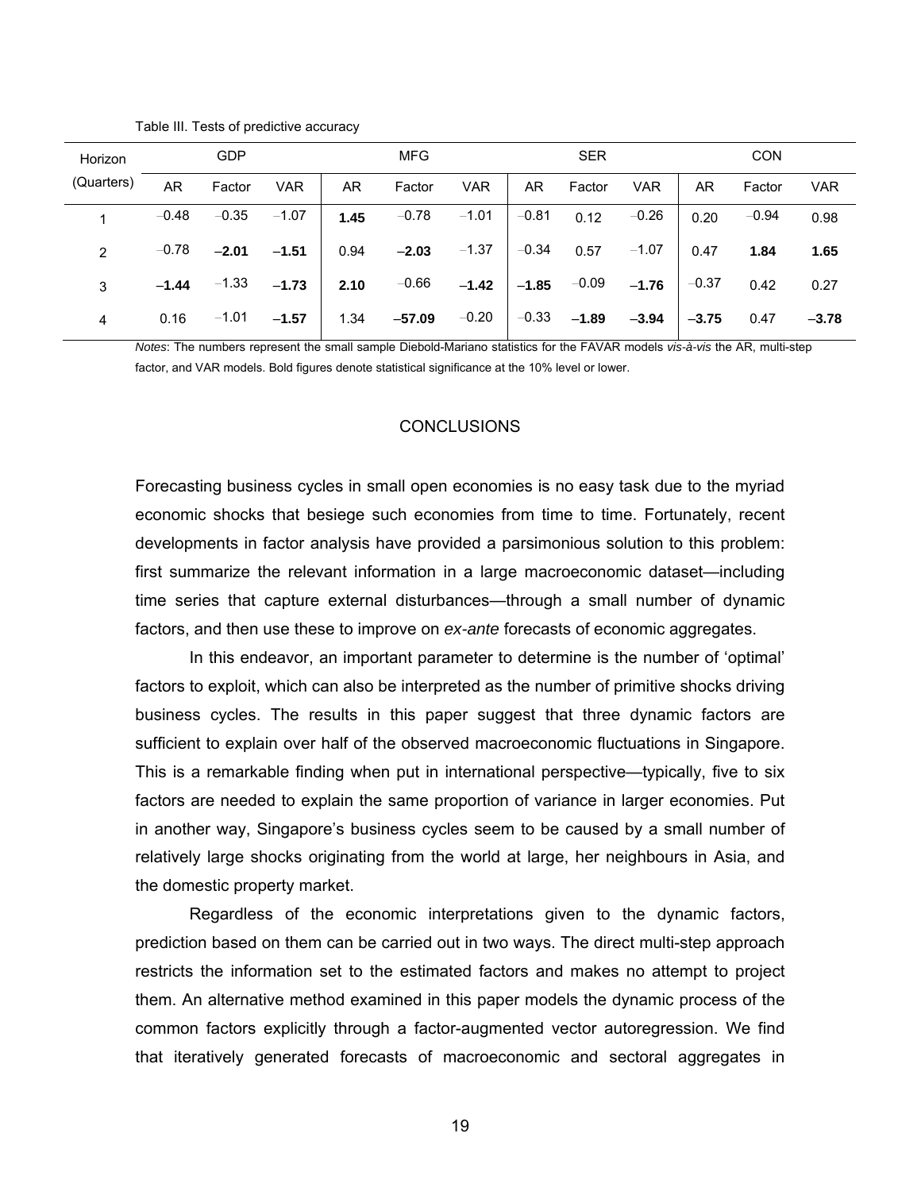Table III. Tests of predictive accuracy

| Horizon (Quarters) | GDP | | | MFG | | | SER | | | CON | | |
|---|---|---|---|---|---|---|---|---|---|---|---|---|
| | AR | Factor | VAR | AR | Factor | VAR | AR | Factor | VAR | AR | Factor | VAR |
| 1 | −0.48 | −0.35 | −1.07 | **1.45** | −0.78 | −1.01 | −0.81 | 0.12 | −0.26 | 0.20 | −0.94 | 0.98 |
| 2 | −0.78 | **−2.01** | **−1.51** | 0.94 | **−2.03** | −1.37 | −0.34 | 0.57 | −1.07 | 0.47 | **1.84** | **1.65** |
| 3 | **−1.44** | −1.33 | **−1.73** | **2.10** | −0.66 | **−1.42** | **−1.85** | −0.09 | **−1.76** | −0.37 | 0.42 | 0.27 |
| 4 | 0.16 | −1.01 | **−1.57** | 1.34 | **−57.09** | −0.20 | −0.33 | **−1.89** | **−3.94** | **−3.75** | 0.47 | **−3.78** |

*Notes*: The numbers represent the small sample Diebold-Mariano statistics for the FAVAR models *vis-à-vis* the AR, multi-step factor, and VAR models. Bold figures denote statistical significance at the 10% level or lower.

## CONCLUSIONS

Forecasting business cycles in small open economies is no easy task due to the myriad economic shocks that besiege such economies from time to time. Fortunately, recent developments in factor analysis have provided a parsimonious solution to this problem: first summarize the relevant information in a large macroeconomic dataset—including time series that capture external disturbances—through a small number of dynamic factors, and then use these to improve on *ex-ante* forecasts of economic aggregates.

In this endeavor, an important parameter to determine is the number of 'optimal' factors to exploit, which can also be interpreted as the number of primitive shocks driving business cycles. The results in this paper suggest that three dynamic factors are sufficient to explain over half of the observed macroeconomic fluctuations in Singapore. This is a remarkable finding when put in international perspective—typically, five to six factors are needed to explain the same proportion of variance in larger economies. Put in another way, Singapore's business cycles seem to be caused by a small number of relatively large shocks originating from the world at large, her neighbours in Asia, and the domestic property market.

Regardless of the economic interpretations given to the dynamic factors, prediction based on them can be carried out in two ways. The direct multi-step approach restricts the information set to the estimated factors and makes no attempt to project them. An alternative method examined in this paper models the dynamic process of the common factors explicitly through a factor-augmented vector autoregression. We find that iteratively generated forecasts of macroeconomic and sectoral aggregates in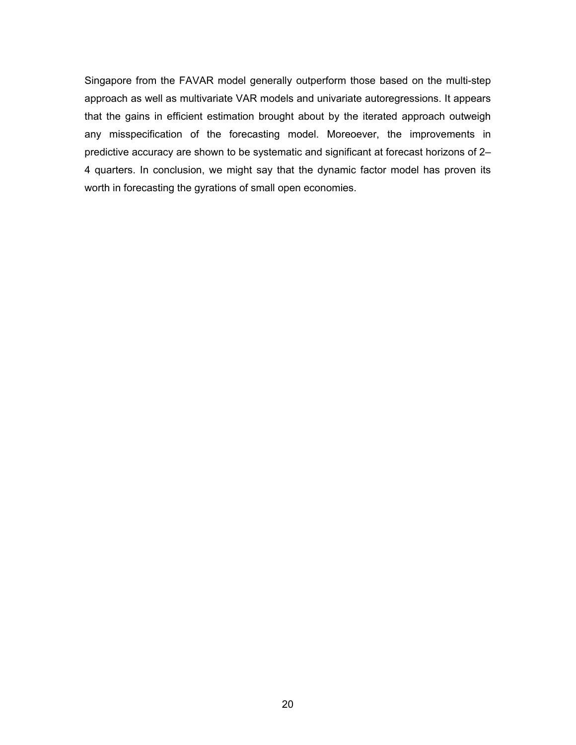Singapore from the FAVAR model generally outperform those based on the multi-step approach as well as multivariate VAR models and univariate autoregressions. It appears that the gains in efficient estimation brought about by the iterated approach outweigh any misspecification of the forecasting model. Moreoever, the improvements in predictive accuracy are shown to be systematic and significant at forecast horizons of 2–4 quarters. In conclusion, we might say that the dynamic factor model has proven its worth in forecasting the gyrations of small open economies.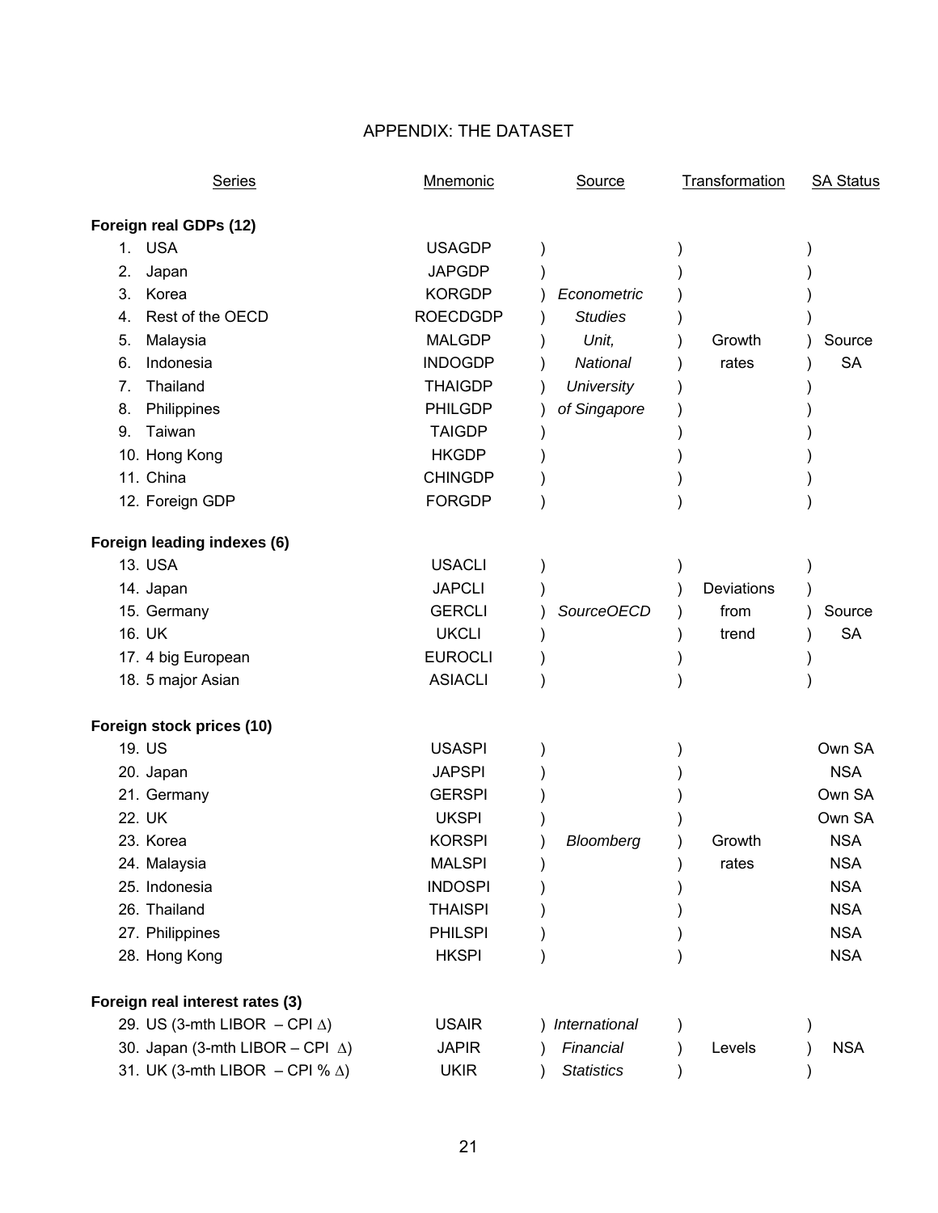## APPENDIX: THE DATASET

| Series | Mnemonic | Source | Transformation | SA Status |
|---|---|---|---|---|
| **Foreign real GDPs (12)** | | | | |
| 1. USA | USAGDP | *Econometric Studies Unit, National University of Singapore* | Growth rates | Source SA |
| 2. Japan | JAPGDP | | | |
| 3. Korea | KORGDP | | | |
| 4. Rest of the OECD | ROECDGDP | | | |
| 5. Malaysia | MALGDP | | | |
| 6. Indonesia | INDOGDP | | | |
| 7. Thailand | THAIGDP | | | |
| 8. Philippines | PHILGDP | | | |
| 9. Taiwan | TAIGDP | | | |
| 10. Hong Kong | HKGDP | | | |
| 11. China | CHINGDP | | | |
| 12. Foreign GDP | FORGDP | | | |
| **Foreign leading indexes (6)** | | | | |
| 13. USA | USACLI | *SourceOECD* | Deviations from trend | Source SA |
| 14. Japan | JAPCLI | | | |
| 15. Germany | GERCLI | | | |
| 16. UK | UKCLI | | | |
| 17. 4 big European | EUROCLI | | | |
| 18. 5 major Asian | ASIACLI | | | |
| **Foreign stock prices (10)** | | | | |
| 19. US | USASPI | *Bloomberg* | Growth rates | Own SA |
| 20. Japan | JAPSPI | | | NSA |
| 21. Germany | GERSPI | | | Own SA |
| 22. UK | UKSPI | | | Own SA |
| 23. Korea | KORSPI | | | NSA |
| 24. Malaysia | MALSPI | | | NSA |
| 25. Indonesia | INDOSPI | | | NSA |
| 26. Thailand | THAISPI | | | NSA |
| 27. Philippines | PHILSPI | | | NSA |
| 28. Hong Kong | HKSPI | | | NSA |
| **Foreign real interest rates (3)** | | | | |
| 29. US (3-mth LIBOR – CPI $\Delta$) | USAIR | *International Financial Statistics* | Levels | NSA |
| 30. Japan (3-mth LIBOR – CPI $\Delta$) | JAPIR | | | |
| 31. UK (3-mth LIBOR – CPI % $\Delta$) | UKIR | | | |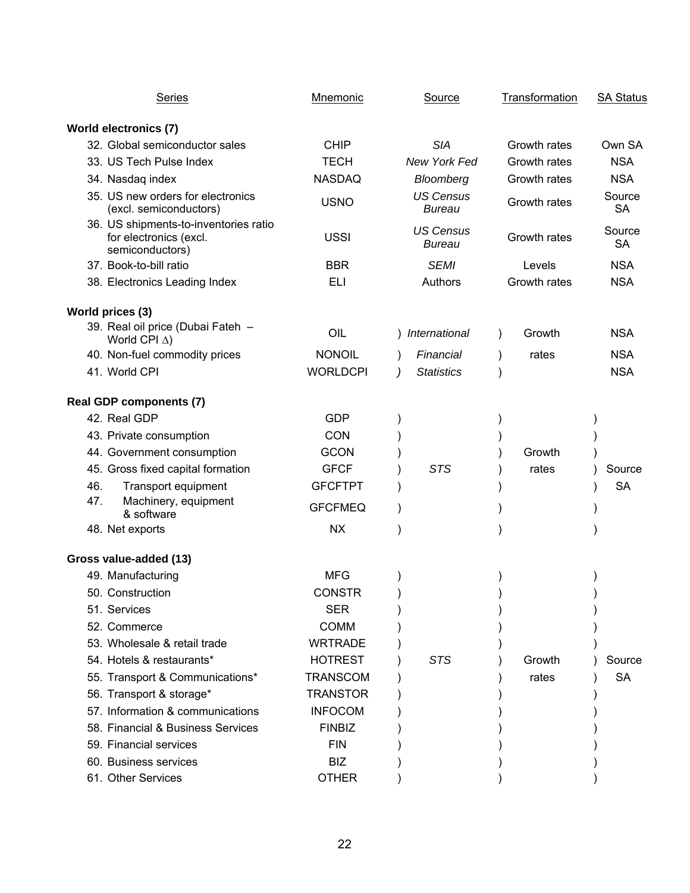| Series | Mnemonic | Source | Transformation | SA Status |
|---|---|---|---|---|
| **World electronics (7)** | | | | |
| 32. Global semiconductor sales | CHIP | *SIA* | Growth rates | Own SA |
| 33. US Tech Pulse Index | TECH | *New York Fed* | Growth rates | NSA |
| 34. Nasdaq index | NASDAQ | *Bloomberg* | Growth rates | NSA |
| 35. US new orders for electronics (excl. semiconductors) | USNO | *US Census Bureau* | Growth rates | Source SA |
| 36. US shipments-to-inventories ratio for electronics (excl. semiconductors) | USSI | *US Census Bureau* | Growth rates | Source SA |
| 37. Book-to-bill ratio | BBR | *SEMI* | Levels | NSA |
| 38. Electronics Leading Index | ELI | Authors | Growth rates | NSA |
| **World prices (3)** | | | | |
| 39. Real oil price (Dubai Fateh – World CPI $\Delta$) | OIL | *International Financial Statistics* | Growth rates | NSA |
| 40. Non-fuel commodity prices | NONOIL | *International Financial Statistics* | Growth rates | NSA |
| 41. World CPI | WORLDCPI | *International Financial Statistics* | Growth rates | NSA |
| **Real GDP components (7)** | | | | |
| 42. Real GDP | GDP | *STS* | Growth rates | Source SA |
| 43. Private consumption | CON | *STS* | Growth rates | Source SA |
| 44. Government consumption | GCON | *STS* | Growth rates | Source SA |
| 45. Gross fixed capital formation | GFCF | *STS* | Growth rates | Source SA |
| 46. Transport equipment | GFCFTPT | *STS* | Growth rates | Source SA |
| 47. Machinery, equipment & software | GFCFMEQ | *STS* | Growth rates | Source SA |
| 48. Net exports | NX | *STS* | Growth rates | Source SA |
| **Gross value-added (13)** | | | | |
| 49. Manufacturing | MFG | *STS* | Growth rates | Source SA |
| 50. Construction | CONSTR | *STS* | Growth rates | Source SA |
| 51. Services | SER | *STS* | Growth rates | Source SA |
| 52. Commerce | COMM | *STS* | Growth rates | Source SA |
| 53. Wholesale & retail trade | WRTRADE | *STS* | Growth rates | Source SA |
| 54. Hotels & restaurants* | HOTREST | *STS* | Growth rates | Source SA |
| 55. Transport & Communications* | TRANSCOM | *STS* | Growth rates | Source SA |
| 56. Transport & storage* | TRANSTOR | *STS* | Growth rates | Source SA |
| 57. Information & communications | INFOCOM | *STS* | Growth rates | Source SA |
| 58. Financial & Business Services | FINBIZ | *STS* | Growth rates | Source SA |
| 59. Financial services | FIN | *STS* | Growth rates | Source SA |
| 60. Business services | BIZ | *STS* | Growth rates | Source SA |
| 61. Other Services | OTHER | *STS* | Growth rates | Source SA |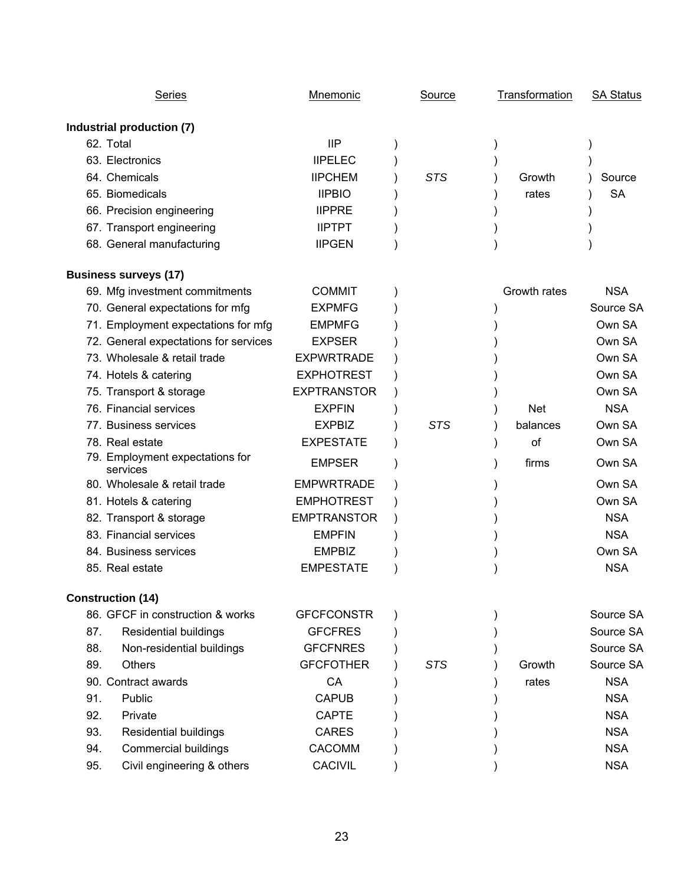| Series | Mnemonic | Source | Transformation | SA Status |
|---|---|---|---|---|
| **Industrial production (7)** | | | | |
| 62. Total | IIP | *STS* | Growth rates | Source SA |
| 63. Electronics | IIPELEC | *STS* | Growth rates | Source SA |
| 64. Chemicals | IIPCHEM | *STS* | Growth rates | Source SA |
| 65. Biomedicals | IIPBIO | *STS* | Growth rates | Source SA |
| 66. Precision engineering | IIPPRE | *STS* | Growth rates | Source SA |
| 67. Transport engineering | IIPTPT | *STS* | Growth rates | Source SA |
| 68. General manufacturing | IIPGEN | *STS* | Growth rates | Source SA |
| **Business surveys (17)** | | | | |
| 69. Mfg investment commitments | COMMIT | *STS* | Growth rates | NSA |
| 70. General expectations for mfg | EXPMFG | *STS* | Net balances of firms | Source SA |
| 71. Employment expectations for mfg | EMPMFG | *STS* | Net balances of firms | Own SA |
| 72. General expectations for services | EXPSER | *STS* | Net balances of firms | Own SA |
| 73. Wholesale & retail trade | EXPWRTRADE | *STS* | Net balances of firms | Own SA |
| 74. Hotels & catering | EXPHOTREST | *STS* | Net balances of firms | Own SA |
| 75. Transport & storage | EXPTRANSTOR | *STS* | Net balances of firms | Own SA |
| 76. Financial services | EXPFIN | *STS* | Net balances of firms | NSA |
| 77. Business services | EXPBIZ | *STS* | Net balances of firms | Own SA |
| 78. Real estate | EXPESTATE | *STS* | Net balances of firms | Own SA |
| 79. Employment expectations for services | EMPSER | *STS* | Net balances of firms | Own SA |
| 80. Wholesale & retail trade | EMPWRTRADE | *STS* | Net balances of firms | Own SA |
| 81. Hotels & catering | EMPHOTREST | *STS* | Net balances of firms | Own SA |
| 82. Transport & storage | EMPTRANSTOR | *STS* | Net balances of firms | NSA |
| 83. Financial services | EMPFIN | *STS* | Net balances of firms | NSA |
| 84. Business services | EMPBIZ | *STS* | Net balances of firms | Own SA |
| 85. Real estate | EMPESTATE | *STS* | Net balances of firms | NSA |
| **Construction (14)** | | | | |
| 86. GFCF in construction & works | GFCFCONSTR | *STS* | Growth rates | Source SA |
| 87. Residential buildings | GFCFRES | *STS* | Growth rates | Source SA |
| 88. Non-residential buildings | GFCFNRES | *STS* | Growth rates | Source SA |
| 89. Others | GFCFOTHER | *STS* | Growth rates | Source SA |
| 90. Contract awards | CA | *STS* | Growth rates | NSA |
| 91. Public | CAPUB | *STS* | Growth rates | NSA |
| 92. Private | CAPTE | *STS* | Growth rates | NSA |
| 93. Residential buildings | CARES | *STS* | Growth rates | NSA |
| 94. Commercial buildings | CACOMM | *STS* | Growth rates | NSA |
| 95. Civil engineering & others | CACIVIL | *STS* | Growth rates | NSA |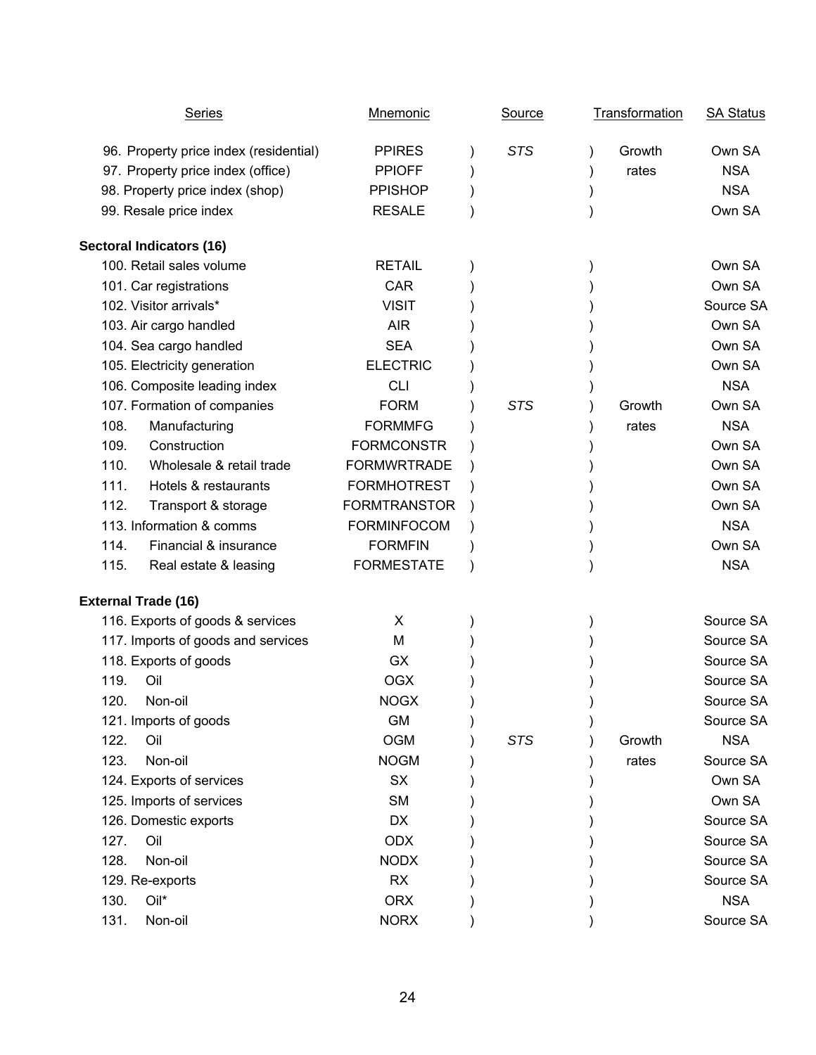| Series | Mnemonic | Source | Transformation | SA Status |
|---|---|---|---|---|
| 96. Property price index (residential) | PPIRES | *STS* | Growth rates | Own SA |
| 97. Property price index (office) | PPIOFF | | | NSA |
| 98. Property price index (shop) | PPISHOP | | | NSA |
| 99. Resale price index | RESALE | | | Own SA |
| **Sectoral Indicators (16)** | | | | |
| 100. Retail sales volume | RETAIL | | | Own SA |
| 101. Car registrations | CAR | | | Own SA |
| 102. Visitor arrivals* | VISIT | | | Source SA |
| 103. Air cargo handled | AIR | | | Own SA |
| 104. Sea cargo handled | SEA | | | Own SA |
| 105. Electricity generation | ELECTRIC | | | Own SA |
| 106. Composite leading index | CLI | | | NSA |
| 107. Formation of companies | FORM | *STS* | Growth rates | Own SA |
| 108. Manufacturing | FORMMFG | | | NSA |
| 109. Construction | FORMCONSTR | | | Own SA |
| 110. Wholesale & retail trade | FORMWRTRADE | | | Own SA |
| 111. Hotels & restaurants | FORMHOTREST | | | Own SA |
| 112. Transport & storage | FORMTRANSTOR | | | Own SA |
| 113. Information & comms | FORMINFOCOM | | | NSA |
| 114. Financial & insurance | FORMFIN | | | Own SA |
| 115. Real estate & leasing | FORMESTATE | | | NSA |
| **External Trade (16)** | | | | |
| 116. Exports of goods & services | X | | | Source SA |
| 117. Imports of goods and services | M | | | Source SA |
| 118. Exports of goods | GX | | | Source SA |
| 119. Oil | OGX | | | Source SA |
| 120. Non-oil | NOGX | | | Source SA |
| 121. Imports of goods | GM | | | Source SA |
| 122. Oil | OGM | *STS* | Growth rates | NSA |
| 123. Non-oil | NOGM | | | Source SA |
| 124. Exports of services | SX | | | Own SA |
| 125. Imports of services | SM | | | Own SA |
| 126. Domestic exports | DX | | | Source SA |
| 127. Oil | ODX | | | Source SA |
| 128. Non-oil | NODX | | | Source SA |
| 129. Re-exports | RX | | | Source SA |
| 130. Oil* | ORX | | | NSA |
| 131. Non-oil | NORX | | | Source SA |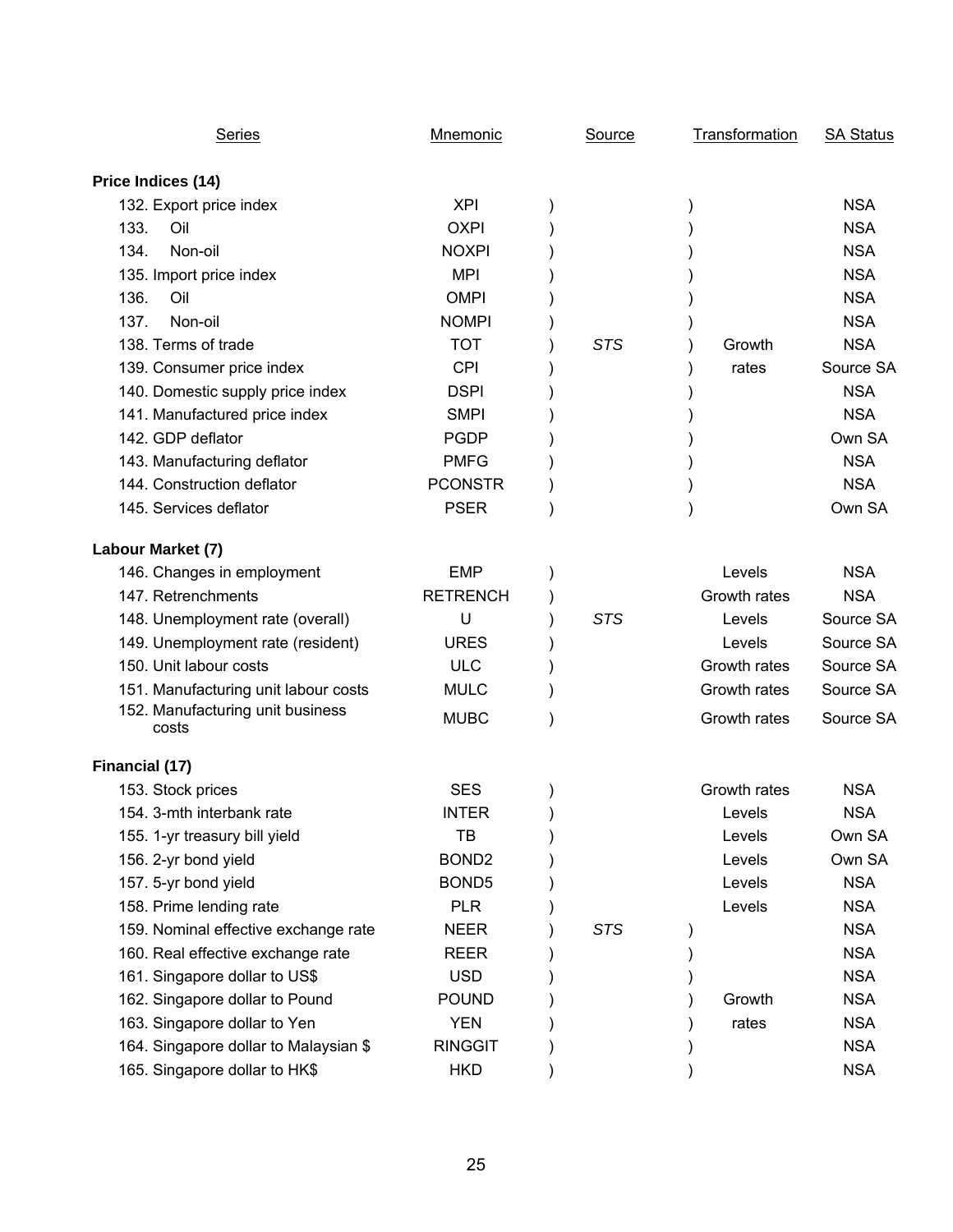| Series | Mnemonic | Source | Transformation | SA Status |
|---|---|---|---|---|
| **Price Indices (14)** | | | | |
| 132. Export price index | XPI | STS | Growth rates | NSA |
| 133. Oil | OXPI | STS | Growth rates | NSA |
| 134. Non-oil | NOXPI | STS | Growth rates | NSA |
| 135. Import price index | MPI | STS | Growth rates | NSA |
| 136. Oil | OMPI | STS | Growth rates | NSA |
| 137. Non-oil | NOMPI | STS | Growth rates | NSA |
| 138. Terms of trade | TOT | STS | Growth rates | NSA |
| 139. Consumer price index | CPI | STS | Growth rates | Source SA |
| 140. Domestic supply price index | DSPI | STS | Growth rates | NSA |
| 141. Manufactured price index | SMPI | STS | Growth rates | NSA |
| 142. GDP deflator | PGDP | STS | Growth rates | Own SA |
| 143. Manufacturing deflator | PMFG | STS | Growth rates | NSA |
| 144. Construction deflator | PCONSTR | STS | Growth rates | NSA |
| 145. Services deflator | PSER | STS | Growth rates | Own SA |
| **Labour Market (7)** | | | | |
| 146. Changes in employment | EMP | STS | Levels | NSA |
| 147. Retrenchments | RETRENCH | STS | Growth rates | NSA |
| 148. Unemployment rate (overall) | U | STS | Levels | Source SA |
| 149. Unemployment rate (resident) | URES | STS | Levels | Source SA |
| 150. Unit labour costs | ULC | STS | Growth rates | Source SA |
| 151. Manufacturing unit labour costs | MULC | STS | Growth rates | Source SA |
| 152. Manufacturing unit business costs | MUBC | STS | Growth rates | Source SA |
| **Financial (17)** | | | | |
| 153. Stock prices | SES | STS | Growth rates | NSA |
| 154. 3-mth interbank rate | INTER | STS | Levels | NSA |
| 155. 1-yr treasury bill yield | TB | STS | Levels | Own SA |
| 156. 2-yr bond yield | BOND2 | STS | Levels | Own SA |
| 157. 5-yr bond yield | BOND5 | STS | Levels | NSA |
| 158. Prime lending rate | PLR | STS | Levels | NSA |
| 159. Nominal effective exchange rate | NEER | STS | Growth rates | NSA |
| 160. Real effective exchange rate | REER | STS | Growth rates | NSA |
| 161. Singapore dollar to US$ | USD | STS | Growth rates | NSA |
| 162. Singapore dollar to Pound | POUND | STS | Growth rates | NSA |
| 163. Singapore dollar to Yen | YEN | STS | Growth rates | NSA |
| 164. Singapore dollar to Malaysian $ | RINGGIT | STS | Growth rates | NSA |
| 165. Singapore dollar to HK$ | HKD | STS | Growth rates | NSA |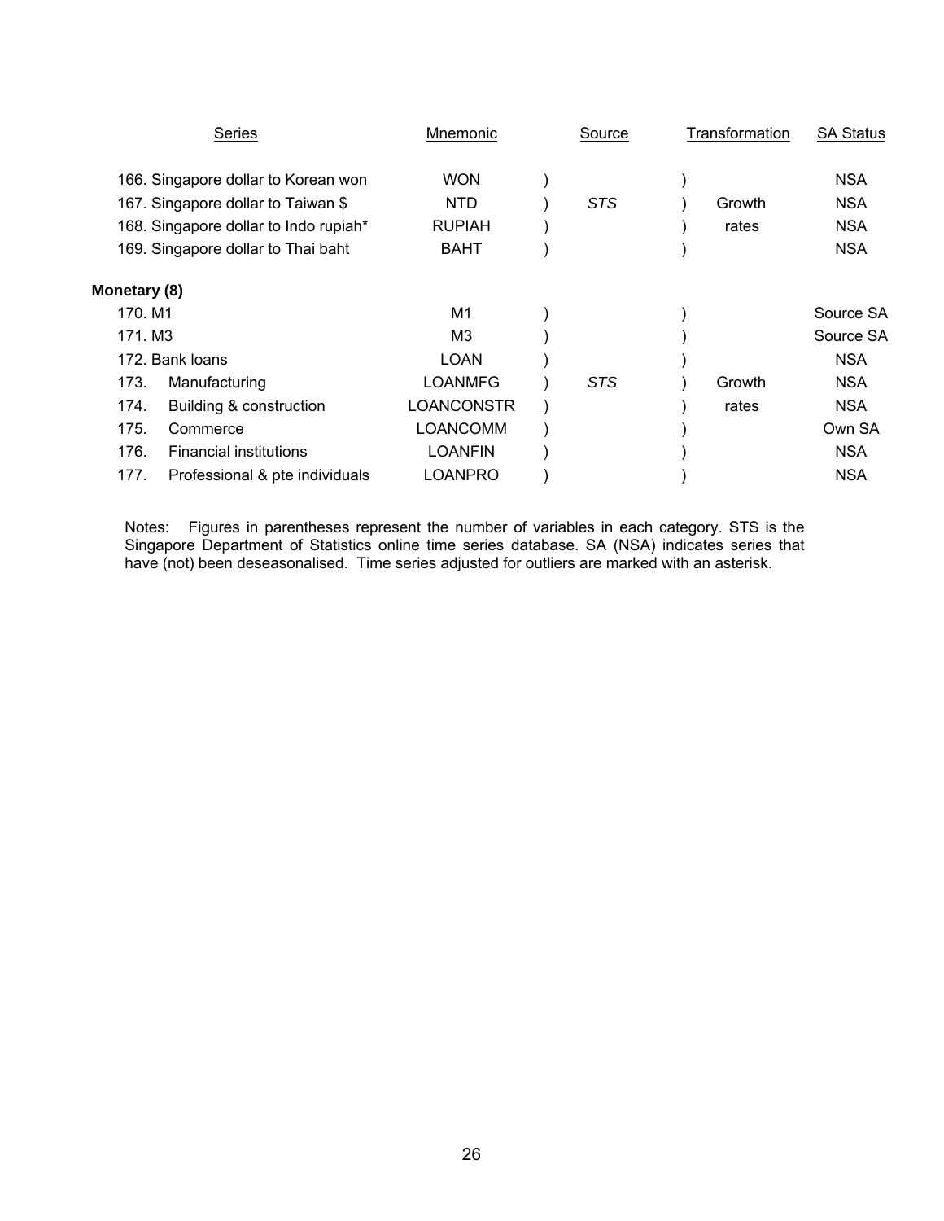| Series | Mnemonic | Source | Transformation | SA Status |
|---|---|---|---|---|
| 166. Singapore dollar to Korean won | WON | | | NSA |
| 167. Singapore dollar to Taiwan $ | NTD | *STS* | Growth rates | NSA |
| 168. Singapore dollar to Indo rupiah* | RUPIAH | | | NSA |
| 169. Singapore dollar to Thai baht | BAHT | | | NSA |
| **Monetary (8)** | | | | |
| 170. M1 | M1 | | | Source SA |
| 171. M3 | M3 | | | Source SA |
| 172. Bank loans | LOAN | | | NSA |
| 173. Manufacturing | LOANMFG | *STS* | Growth rates | NSA |
| 174. Building & construction | LOANCONSTR | | | NSA |
| 175. Commerce | LOANCOMM | | | Own SA |
| 176. Financial institutions | LOANFIN | | | NSA |
| 177. Professional & pte individuals | LOANPRO | | | NSA |

Notes: Figures in parentheses represent the number of variables in each category. STS is the Singapore Department of Statistics online time series database. SA (NSA) indicates series that have (not) been deseasonalised. Time series adjusted for outliers are marked with an asterisk.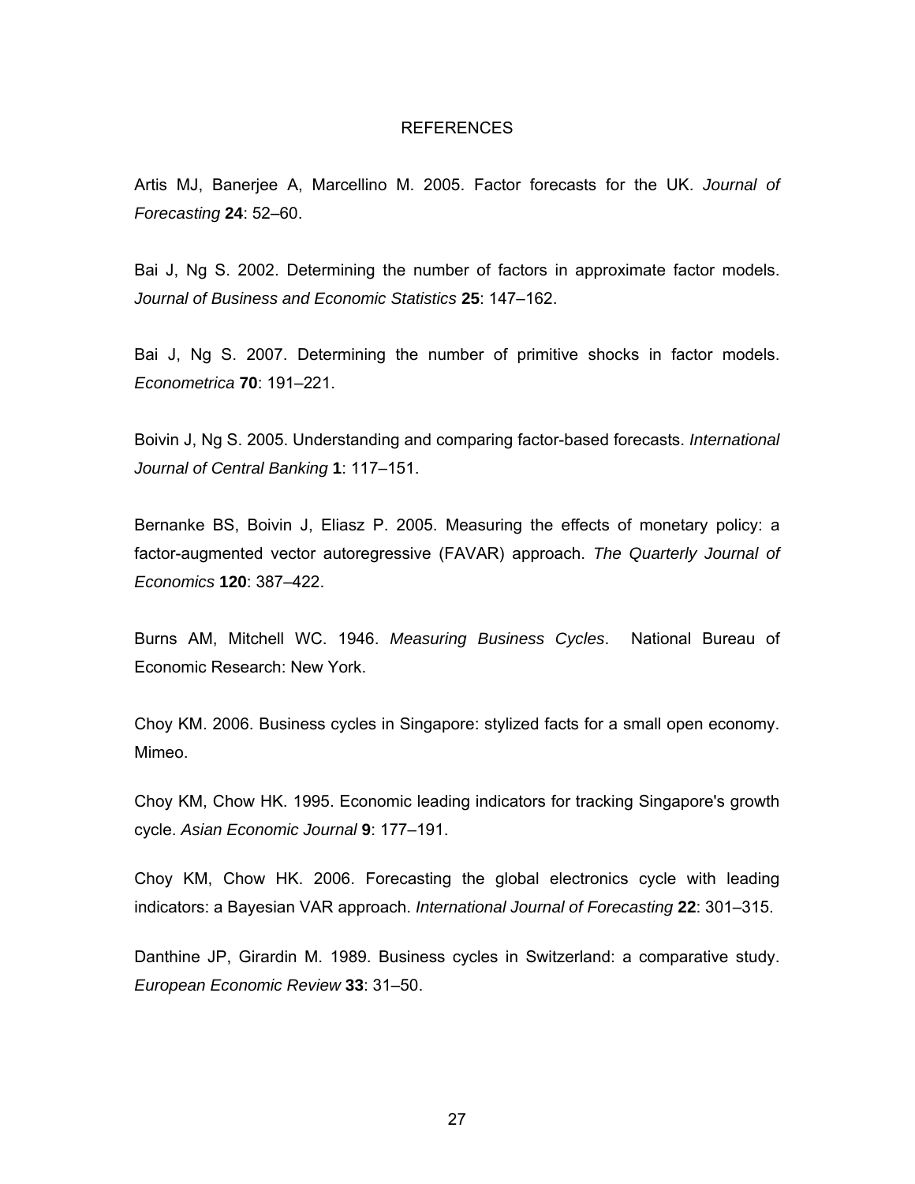# REFERENCES

Artis MJ, Banerjee A, Marcellino M. 2005. Factor forecasts for the UK. *Journal of Forecasting* **24**: 52–60.

Bai J, Ng S. 2002. Determining the number of factors in approximate factor models. *Journal of Business and Economic Statistics* **25**: 147–162.

Bai J, Ng S. 2007. Determining the number of primitive shocks in factor models. *Econometrica* **70**: 191–221.

Boivin J, Ng S. 2005. Understanding and comparing factor-based forecasts. *International Journal of Central Banking* **1**: 117–151.

Bernanke BS, Boivin J, Eliasz P. 2005. Measuring the effects of monetary policy: a factor-augmented vector autoregressive (FAVAR) approach. *The Quarterly Journal of Economics* **120**: 387–422.

Burns AM, Mitchell WC. 1946. *Measuring Business Cycles*. National Bureau of Economic Research: New York.

Choy KM. 2006. Business cycles in Singapore: stylized facts for a small open economy. Mimeo.

Choy KM, Chow HK. 1995. Economic leading indicators for tracking Singapore's growth cycle. *Asian Economic Journal* **9**: 177–191.

Choy KM, Chow HK. 2006. Forecasting the global electronics cycle with leading indicators: a Bayesian VAR approach. *International Journal of Forecasting* **22**: 301–315.

Danthine JP, Girardin M. 1989. Business cycles in Switzerland: a comparative study. *European Economic Review* **33**: 31–50.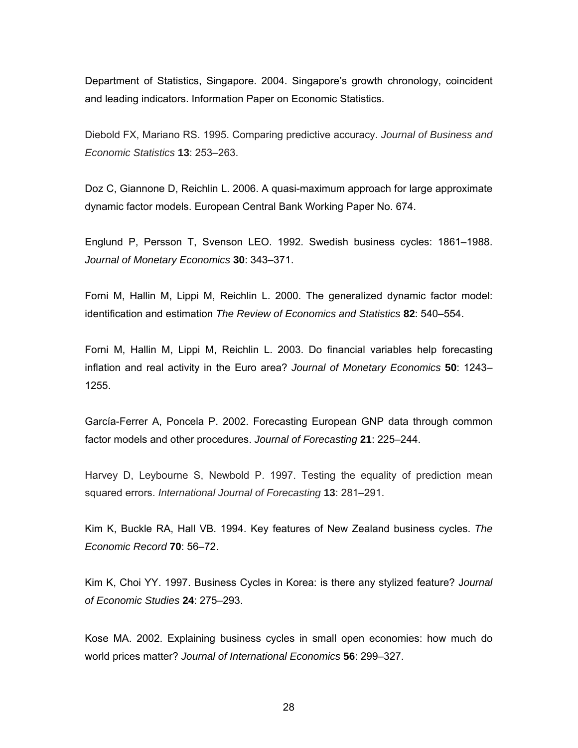Department of Statistics, Singapore. 2004. Singapore's growth chronology, coincident and leading indicators. Information Paper on Economic Statistics.

Diebold FX, Mariano RS. 1995. Comparing predictive accuracy. *Journal of Business and Economic Statistics* **13**: 253–263.

Doz C, Giannone D, Reichlin L. 2006. A quasi-maximum approach for large approximate dynamic factor models. European Central Bank Working Paper No. 674.

Englund P, Persson T, Svenson LEO. 1992. Swedish business cycles: 1861–1988. *Journal of Monetary Economics* **30**: 343–371.

Forni M, Hallin M, Lippi M, Reichlin L. 2000. The generalized dynamic factor model: identification and estimation *The Review of Economics and Statistics* **82**: 540–554.

Forni M, Hallin M, Lippi M, Reichlin L. 2003. Do financial variables help forecasting inflation and real activity in the Euro area? *Journal of Monetary Economics* **50**: 1243–1255.

García-Ferrer A, Poncela P. 2002. Forecasting European GNP data through common factor models and other procedures. *Journal of Forecasting* **21**: 225–244.

Harvey D, Leybourne S, Newbold P. 1997. Testing the equality of prediction mean squared errors. *International Journal of Forecasting* **13**: 281–291.

Kim K, Buckle RA, Hall VB. 1994. Key features of New Zealand business cycles. *The Economic Record* **70**: 56–72.

Kim K, Choi YY. 1997. Business Cycles in Korea: is there any stylized feature? *Journal of Economic Studies* **24**: 275–293.

Kose MA. 2002. Explaining business cycles in small open economies: how much do world prices matter? *Journal of International Economics* **56**: 299–327.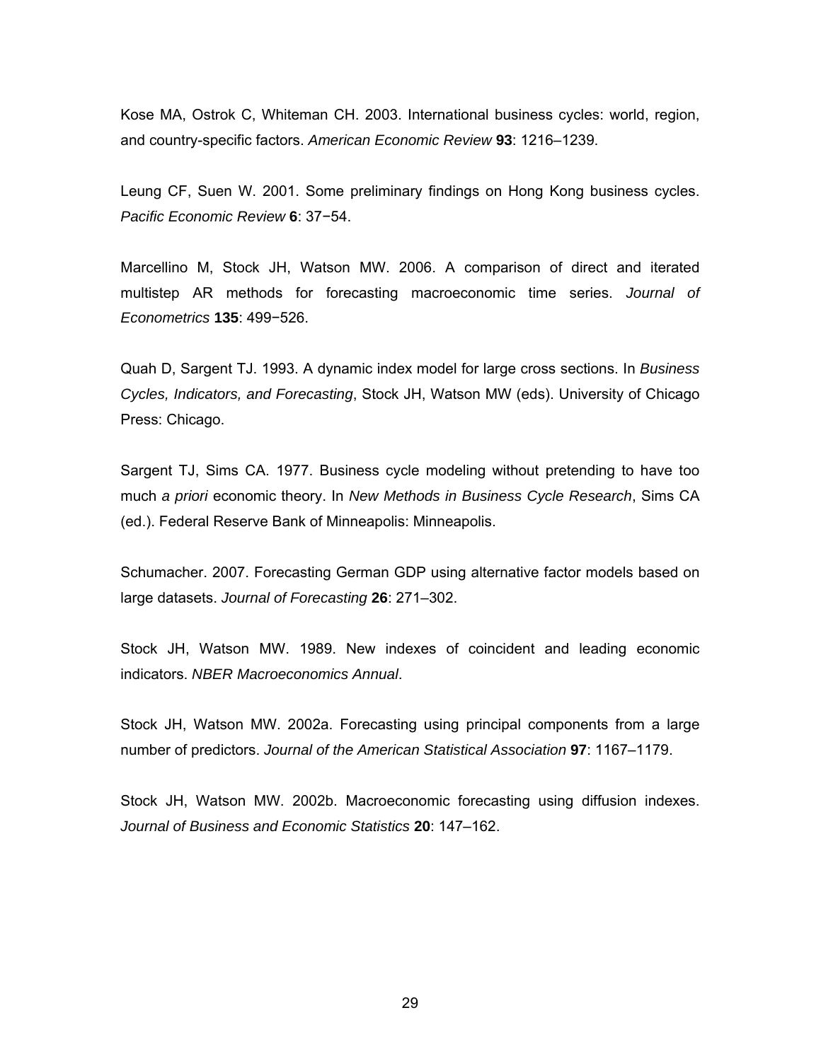Kose MA, Ostrok C, Whiteman CH. 2003. International business cycles: world, region, and country-specific factors. *American Economic Review* **93**: 1216–1239.

Leung CF, Suen W. 2001. Some preliminary findings on Hong Kong business cycles. *Pacific Economic Review* **6**: 37−54.

Marcellino M, Stock JH, Watson MW. 2006. A comparison of direct and iterated multistep AR methods for forecasting macroeconomic time series. *Journal of Econometrics* **135**: 499−526.

Quah D, Sargent TJ. 1993. A dynamic index model for large cross sections. In *Business Cycles, Indicators, and Forecasting*, Stock JH, Watson MW (eds). University of Chicago Press: Chicago.

Sargent TJ, Sims CA. 1977. Business cycle modeling without pretending to have too much *a priori* economic theory. In *New Methods in Business Cycle Research*, Sims CA (ed.). Federal Reserve Bank of Minneapolis: Minneapolis.

Schumacher. 2007. Forecasting German GDP using alternative factor models based on large datasets. *Journal of Forecasting* **26**: 271–302.

Stock JH, Watson MW. 1989. New indexes of coincident and leading economic indicators. *NBER Macroeconomics Annual*.

Stock JH, Watson MW. 2002a. Forecasting using principal components from a large number of predictors. *Journal of the American Statistical Association* **97**: 1167–1179.

Stock JH, Watson MW. 2002b. Macroeconomic forecasting using diffusion indexes. *Journal of Business and Economic Statistics* **20**: 147–162.